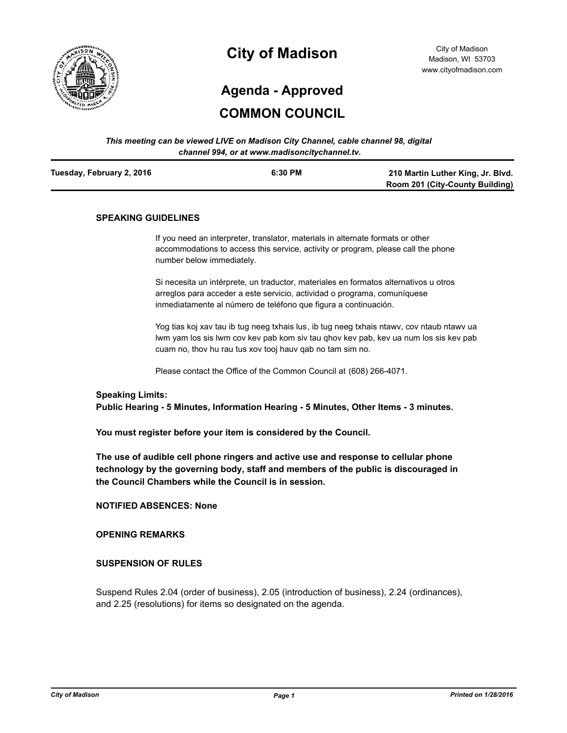# City of Madison

City of Madison
Madison, WI 53703
www.cityofmadison.com

## Agenda - Approved

## COMMON COUNCIL

*This meeting can be viewed LIVE on Madison City Channel, cable channel 98, digital channel 994, or at www.madisoncitychannel.tv.*

| Tuesday, February 2, 2016 | 6:30 PM | 210 Martin Luther King, Jr. Blvd. Room 201 (City-County Building) |
|---|---|---|

### SPEAKING GUIDELINES

If you need an interpreter, translator, materials in alternate formats or other accommodations to access this service, activity or program, please call the phone number below immediately.

Si necesita un intérprete, un traductor, materiales en formatos alternativos u otros arreglos para acceder a este servicio, actividad o programa, comuníquese inmediatamente al número de teléfono que figura a continuación.

Yog tias koj xav tau ib tug neeg txhais lus, ib tug neeg txhais ntawv, cov ntaub ntawv ua lwm yam los sis lwm cov kev pab kom siv tau qhov kev pab, kev ua num los sis kev pab cuam no, thov hu rau tus xov tooj hauv qab no tam sim no.

Please contact the Office of the Common Council at (608) 266-4071.

**Speaking Limits:**
**Public Hearing - 5 Minutes, Information Hearing - 5 Minutes, Other Items - 3 minutes.**

**You must register before your item is considered by the Council.**

**The use of audible cell phone ringers and active use and response to cellular phone technology by the governing body, staff and members of the public is discouraged in the Council Chambers while the Council is in session.**

**NOTIFIED ABSENCES: None**

**OPENING REMARKS**

**SUSPENSION OF RULES**

Suspend Rules 2.04 (order of business), 2.05 (introduction of business), 2.24 (ordinances), and 2.25 (resolutions) for items so designated on the agenda.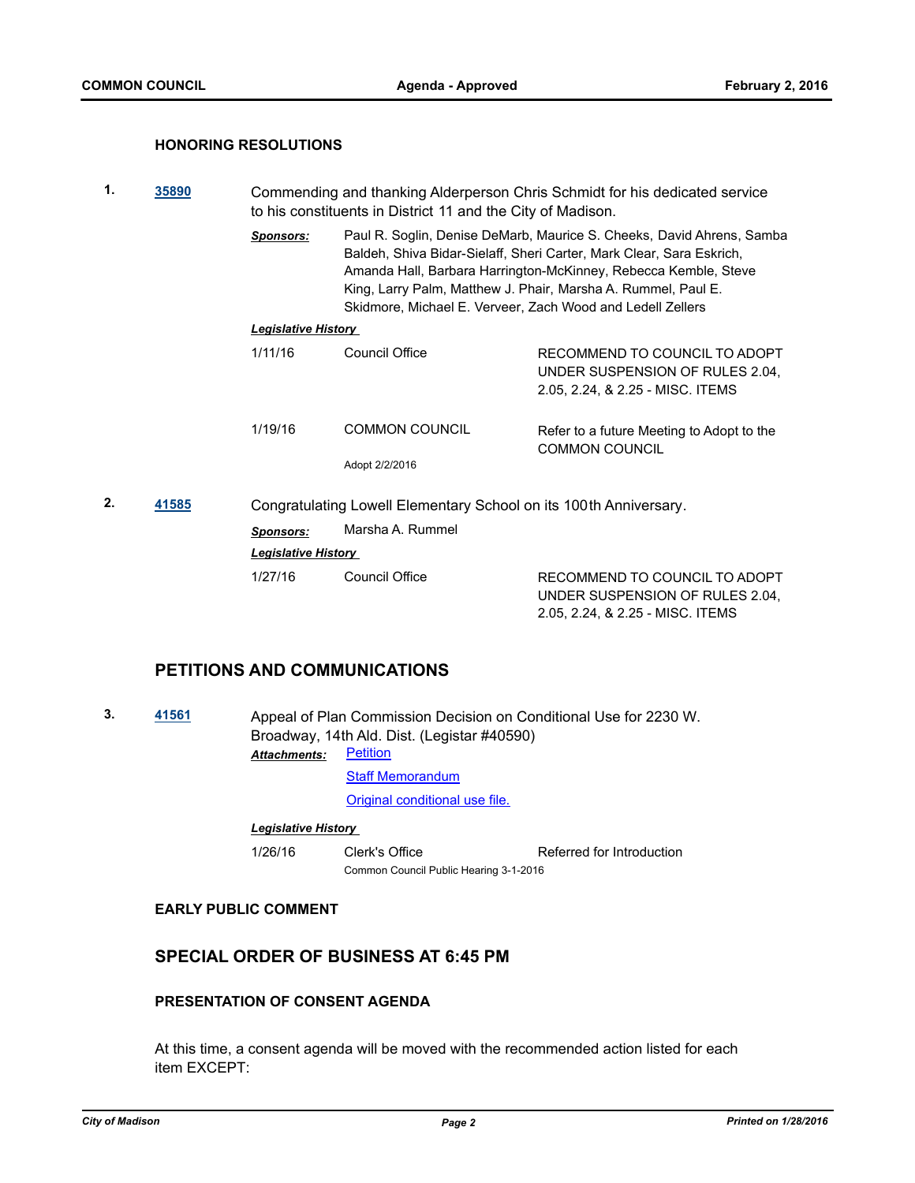### HONORING RESOLUTIONS

**1.** **35890** Commending and thanking Alderperson Chris Schmidt for his dedicated service to his constituents in District 11 and the City of Madison.

***Sponsors:*** Paul R. Soglin, Denise DeMarb, Maurice S. Cheeks, David Ahrens, Samba Baldeh, Shiva Bidar-Sielaff, Sheri Carter, Mark Clear, Sara Eskrich, Amanda Hall, Barbara Harrington-McKinney, Rebecca Kemble, Steve King, Larry Palm, Matthew J. Phair, Marsha A. Rummel, Paul E. Skidmore, Michael E. Verveer, Zach Wood and Ledell Zellers

***Legislative History***

| | | |
|---|---|---|
| 1/11/16 | Council Office | RECOMMEND TO COUNCIL TO ADOPT UNDER SUSPENSION OF RULES 2.04, 2.05, 2.24, & 2.25 - MISC. ITEMS |
| 1/19/16 | COMMON COUNCIL<br>Adopt 2/2/2016 | Refer to a future Meeting to Adopt to the COMMON COUNCIL |

**2.** **41585** Congratulating Lowell Elementary School on its 100th Anniversary.

***Sponsors:*** Marsha A. Rummel

***Legislative History***

| | | |
|---|---|---|
| 1/27/16 | Council Office | RECOMMEND TO COUNCIL TO ADOPT UNDER SUSPENSION OF RULES 2.04, 2.05, 2.24, & 2.25 - MISC. ITEMS |

## PETITIONS AND COMMUNICATIONS

**3.** **41561** Appeal of Plan Commission Decision on Conditional Use for 2230 W. Broadway, 14th Ald. Dist. (Legistar #40590)

***Attachments:*** Petition
Staff Memorandum
Original conditional use file.

***Legislative History***

| | | |
|---|---|---|
| 1/26/16 | Clerk's Office<br>Common Council Public Hearing 3-1-2016 | Referred for Introduction |

### EARLY PUBLIC COMMENT

## SPECIAL ORDER OF BUSINESS AT 6:45 PM

### PRESENTATION OF CONSENT AGENDA

At this time, a consent agenda will be moved with the recommended action listed for each item EXCEPT: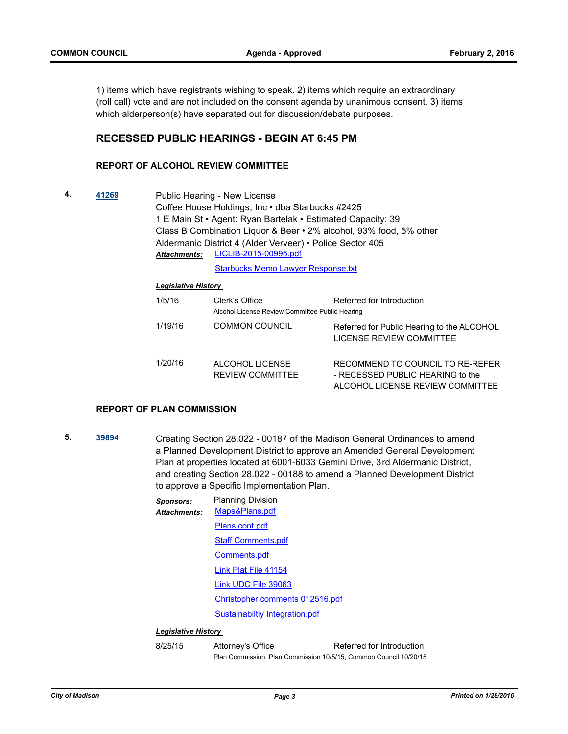1) items which have registrants wishing to speak. 2) items which require an extraordinary (roll call) vote and are not included on the consent agenda by unanimous consent. 3) items which alderperson(s) have separated out for discussion/debate purposes.

## RECESSED PUBLIC HEARINGS - BEGIN AT 6:45 PM

### REPORT OF ALCOHOL REVIEW COMMITTEE

**4.** **41269**

Public Hearing - New License
Coffee House Holdings, Inc • dba Starbucks #2425
1 E Main St • Agent: Ryan Bartelak • Estimated Capacity: 39
Class B Combination Liquor & Beer • 2% alcohol, 93% food, 5% other
Aldermanic District 4 (Alder Verveer) • Police Sector 405

***Attachments:*** LICLIB-2015-00995.pdf
Starbucks Memo Lawyer Response.txt

***Legislative History***

| | | |
|---|---|---|
| 1/5/16 | Clerk's Office<br>Alcohol License Review Committee Public Hearing | Referred for Introduction |
| 1/19/16 | COMMON COUNCIL | Referred for Public Hearing to the ALCOHOL LICENSE REVIEW COMMITTEE |
| 1/20/16 | ALCOHOL LICENSE REVIEW COMMITTEE | RECOMMEND TO COUNCIL TO RE-REFER - RECESSED PUBLIC HEARING to the ALCOHOL LICENSE REVIEW COMMITTEE |

### REPORT OF PLAN COMMISSION

**5.** **39894**

Creating Section 28.022 - 00187 of the Madison General Ordinances to amend a Planned Development District to approve an Amended General Development Plan at properties located at 6001-6033 Gemini Drive, 3rd Aldermanic District, and creating Section 28.022 - 00188 to amend a Planned Development District to approve a Specific Implementation Plan.

***Sponsors:*** Planning Division

***Attachments:*** Maps&Plans.pdf
Plans cont.pdf
Staff Comments.pdf
Comments.pdf
Link Plat File 41154
Link UDC File 39063
Christopher comments 012516.pdf
Sustainabiltiy Integration.pdf

***Legislative History***

| | | |
|---|---|---|
| 8/25/15 | Attorney's Office<br>Plan Commission, Plan Commission 10/5/15, Common Council 10/20/15 | Referred for Introduction |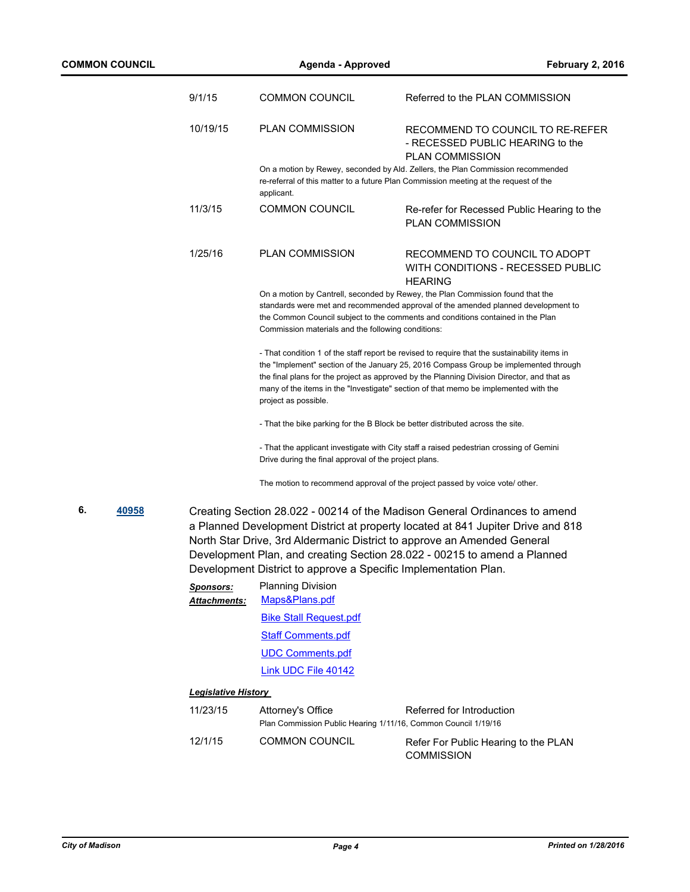| | | |
|---|---|---|
| 9/1/15 | COMMON COUNCIL | Referred to the PLAN COMMISSION |
| 10/19/15 | PLAN COMMISSION | RECOMMEND TO COUNCIL TO RE-REFER - RECESSED PUBLIC HEARING to the PLAN COMMISSION |

On a motion by Rewey, seconded by Ald. Zellers, the Plan Commission recommended re-referral of this matter to a future Plan Commission meeting at the request of the applicant.

| | | |
|---|---|---|
| 11/3/15 | COMMON COUNCIL | Re-refer for Recessed Public Hearing to the PLAN COMMISSION |
| 1/25/16 | PLAN COMMISSION | RECOMMEND TO COUNCIL TO ADOPT WITH CONDITIONS - RECESSED PUBLIC HEARING |

On a motion by Cantrell, seconded by Rewey, the Plan Commission found that the standards were met and recommended approval of the amended planned development to the Common Council subject to the comments and conditions contained in the Plan Commission materials and the following conditions:

- That condition 1 of the staff report be revised to require that the sustainability items in the "Implement" section of the January 25, 2016 Compass Group be implemented through the final plans for the project as approved by the Planning Division Director, and that as many of the items in the "Investigate" section of that memo be implemented with the project as possible.

- That the bike parking for the B Block be better distributed across the site.

- That the applicant investigate with City staff a raised pedestrian crossing of Gemini Drive during the final approval of the project plans.

The motion to recommend approval of the project passed by voice vote/ other.

**6.** **40958**

Creating Section 28.022 - 00214 of the Madison General Ordinances to amend a Planned Development District at property located at 841 Jupiter Drive and 818 North Star Drive, 3rd Aldermanic District to approve an Amended General Development Plan, and creating Section 28.022 - 00215 to amend a Planned Development District to approve a Specific Implementation Plan.

***Sponsors:*** Planning Division

***Attachments:*** Maps&Plans.pdf
Bike Stall Request.pdf
Staff Comments.pdf
UDC Comments.pdf
Link UDC File 40142

***Legislative History***

| | | |
|---|---|---|
| 11/23/15 | Attorney's Office | Referred for Introduction |

Plan Commission Public Hearing 1/11/16, Common Council 1/19/16

| | | |
|---|---|---|
| 12/1/15 | COMMON COUNCIL | Refer For Public Hearing to the PLAN COMMISSION |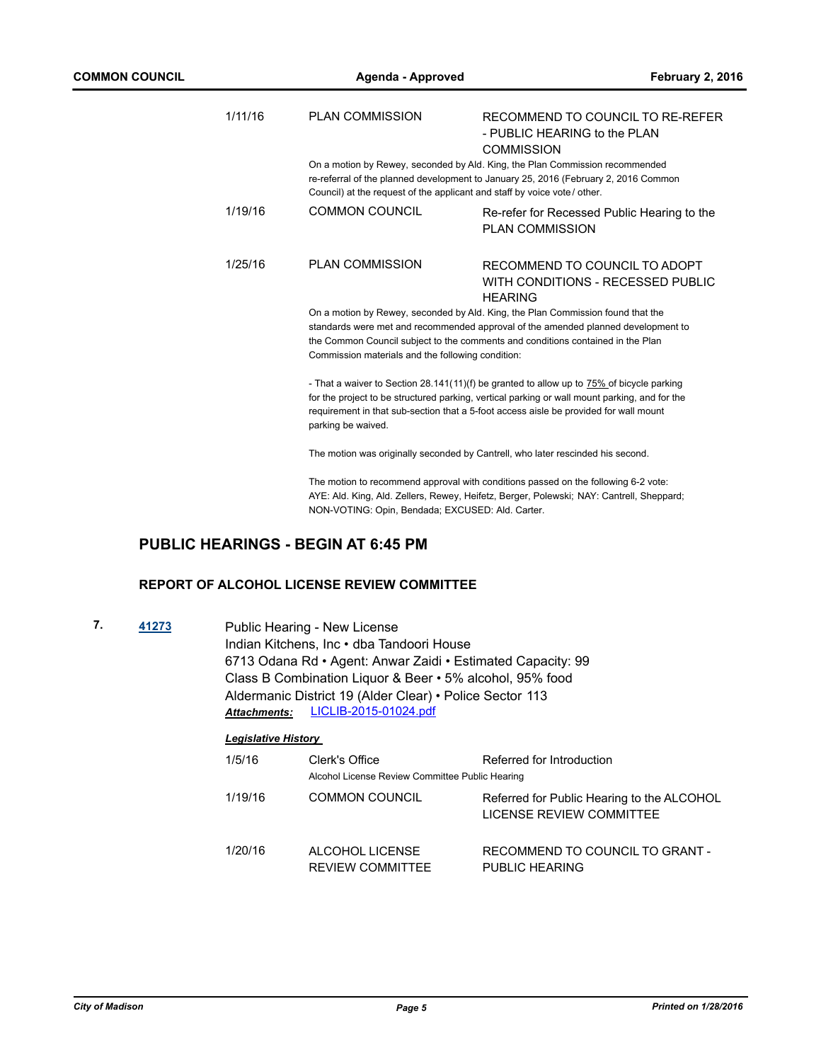| | | |
|---|---|---|
| 1/11/16 | PLAN COMMISSION | RECOMMEND TO COUNCIL TO RE-REFER - PUBLIC HEARING to the PLAN COMMISSION |

On a motion by Rewey, seconded by Ald. King, the Plan Commission recommended re-referral of the planned development to January 25, 2016 (February 2, 2016 Common Council) at the request of the applicant and staff by voice vote/ other.

| | | |
|---|---|---|
| 1/19/16 | COMMON COUNCIL | Re-refer for Recessed Public Hearing to the PLAN COMMISSION |
| 1/25/16 | PLAN COMMISSION | RECOMMEND TO COUNCIL TO ADOPT WITH CONDITIONS - RECESSED PUBLIC HEARING |

On a motion by Rewey, seconded by Ald. King, the Plan Commission found that the standards were met and recommended approval of the amended planned development to the Common Council subject to the comments and conditions contained in the Plan Commission materials and the following condition:

- That a waiver to Section 28.141(11)(f) be granted to allow up to 75% of bicycle parking for the project to be structured parking, vertical parking or wall mount parking, and for the requirement in that sub-section that a 5-foot access aisle be provided for wall mount parking be waived.

The motion was originally seconded by Cantrell, who later rescinded his second.

The motion to recommend approval with conditions passed on the following 6-2 vote: AYE: Ald. King, Ald. Zellers, Rewey, Heifetz, Berger, Polewski; NAY: Cantrell, Sheppard; NON-VOTING: Opin, Bendada; EXCUSED: Ald. Carter.

## PUBLIC HEARINGS - BEGIN AT 6:45 PM

### REPORT OF ALCOHOL LICENSE REVIEW COMMITTEE

**7.** **41273**

Public Hearing - New License
Indian Kitchens, Inc • dba Tandoori House
6713 Odana Rd • Agent: Anwar Zaidi • Estimated Capacity: 99
Class B Combination Liquor & Beer • 5% alcohol, 95% food
Aldermanic District 19 (Alder Clear) • Police Sector 113

***Attachments:*** LICLIB-2015-01024.pdf

***Legislative History***

| | | |
|---|---|---|
| 1/5/16 | Clerk's Office | Referred for Introduction |

Alcohol License Review Committee Public Hearing

| | | |
|---|---|---|
| 1/19/16 | COMMON COUNCIL | Referred for Public Hearing to the ALCOHOL LICENSE REVIEW COMMITTEE |
| 1/20/16 | ALCOHOL LICENSE REVIEW COMMITTEE | RECOMMEND TO COUNCIL TO GRANT - PUBLIC HEARING |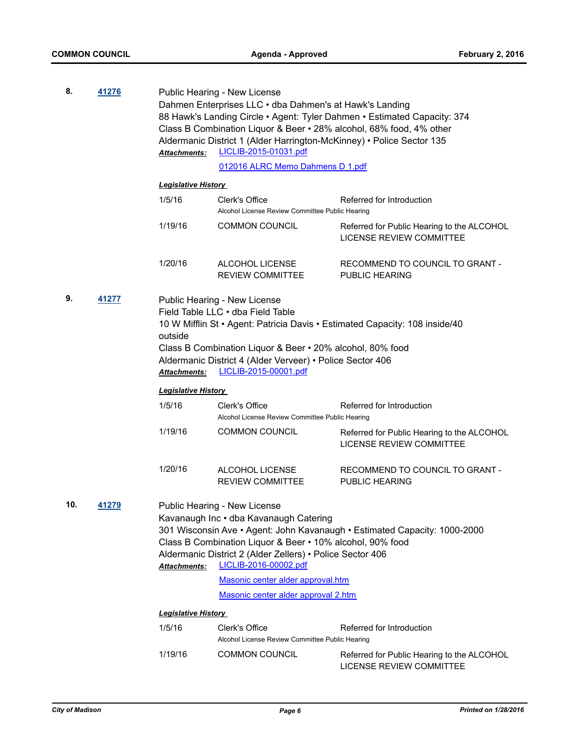**8.** **41276**

Public Hearing - New License
Dahmen Enterprises LLC • dba Dahmen's at Hawk's Landing
88 Hawk's Landing Circle • Agent: Tyler Dahmen • Estimated Capacity: 374
Class B Combination Liquor & Beer • 28% alcohol, 68% food, 4% other
Aldermanic District 1 (Alder Harrington-McKinney) • Police Sector 135

***Attachments:*** LICLIB-2015-01031.pdf
012016 ALRC Memo Dahmens D 1.pdf

***Legislative History***

| | | |
|---|---|---|
| 1/5/16 | Clerk's Office<br>Alcohol License Review Committee Public Hearing | Referred for Introduction |
| 1/19/16 | COMMON COUNCIL | Referred for Public Hearing to the ALCOHOL LICENSE REVIEW COMMITTEE |
| 1/20/16 | ALCOHOL LICENSE REVIEW COMMITTEE | RECOMMEND TO COUNCIL TO GRANT - PUBLIC HEARING |

**9.** **41277**

Public Hearing - New License
Field Table LLC • dba Field Table
10 W Mifflin St • Agent: Patricia Davis • Estimated Capacity: 108 inside/40 outside
Class B Combination Liquor & Beer • 20% alcohol, 80% food
Aldermanic District 4 (Alder Verveer) • Police Sector 406

***Attachments:*** LICLIB-2015-00001.pdf

***Legislative History***

| | | |
|---|---|---|
| 1/5/16 | Clerk's Office<br>Alcohol License Review Committee Public Hearing | Referred for Introduction |
| 1/19/16 | COMMON COUNCIL | Referred for Public Hearing to the ALCOHOL LICENSE REVIEW COMMITTEE |
| 1/20/16 | ALCOHOL LICENSE REVIEW COMMITTEE | RECOMMEND TO COUNCIL TO GRANT - PUBLIC HEARING |

**10.** **41279**

Public Hearing - New License
Kavanaugh Inc • dba Kavanaugh Catering
301 Wisconsin Ave • Agent: John Kavanaugh • Estimated Capacity: 1000-2000
Class B Combination Liquor & Beer • 10% alcohol, 90% food
Aldermanic District 2 (Alder Zellers) • Police Sector 406

***Attachments:*** LICLIB-2016-00002.pdf
Masonic center alder approval.htm
Masonic center alder approval 2.htm

***Legislative History***

| | | |
|---|---|---|
| 1/5/16 | Clerk's Office<br>Alcohol License Review Committee Public Hearing | Referred for Introduction |
| 1/19/16 | COMMON COUNCIL | Referred for Public Hearing to the ALCOHOL LICENSE REVIEW COMMITTEE |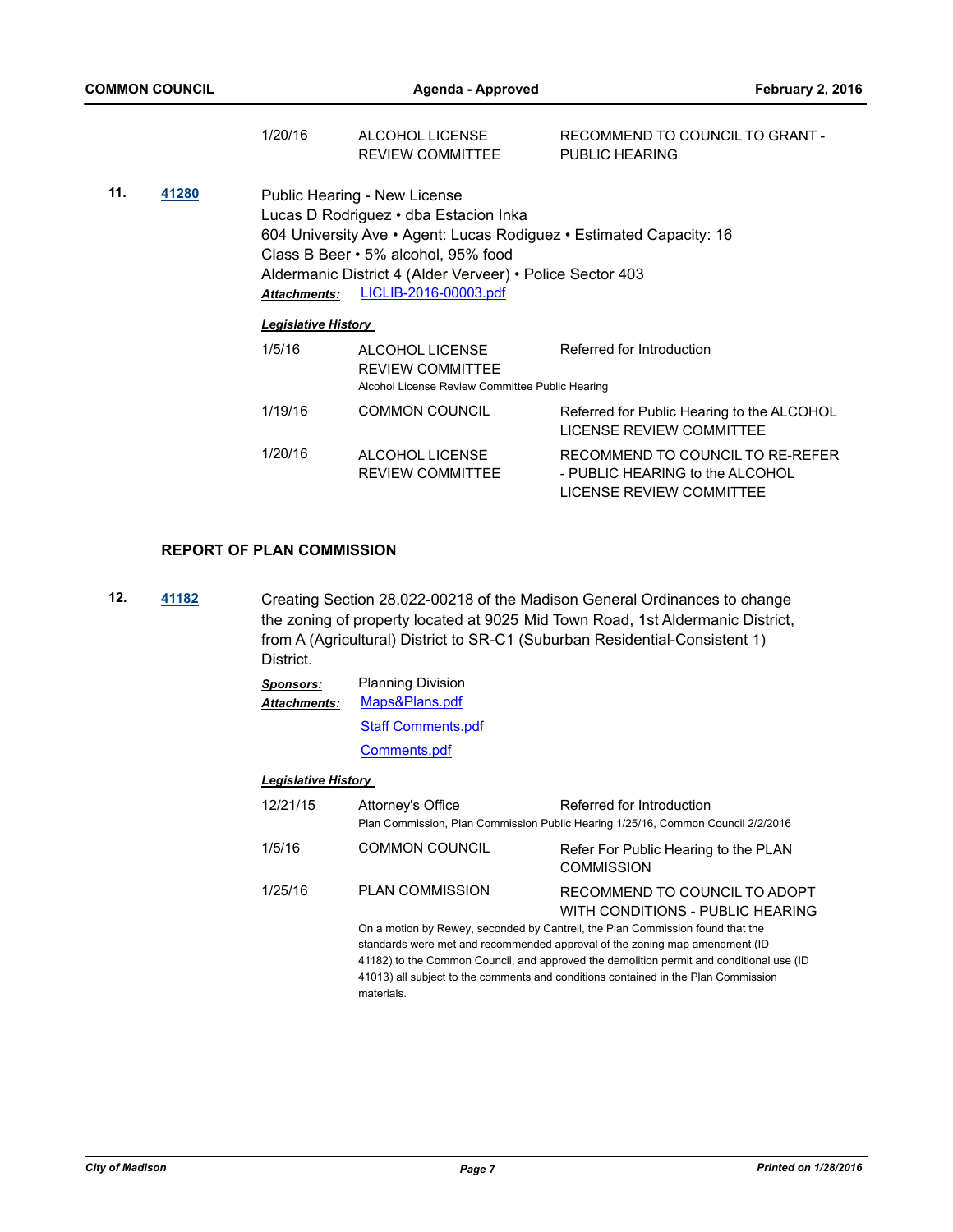| | | |
|---|---|---|
| 1/20/16 | ALCOHOL LICENSE REVIEW COMMITTEE | RECOMMEND TO COUNCIL TO GRANT - PUBLIC HEARING |

**11.** **41280**

Public Hearing - New License
Lucas D Rodriguez • dba Estacion Inka
604 University Ave • Agent: Lucas Rodiguez • Estimated Capacity: 16
Class B Beer • 5% alcohol, 95% food
Aldermanic District 4 (Alder Verveer) • Police Sector 403

***Attachments:*** LICLIB-2016-00003.pdf

***Legislative History***

| | | |
|---|---|---|
| 1/5/16 | ALCOHOL LICENSE REVIEW COMMITTEE | Referred for Introduction |
| | Alcohol License Review Committee Public Hearing | |
| 1/19/16 | COMMON COUNCIL | Referred for Public Hearing to the ALCOHOL LICENSE REVIEW COMMITTEE |
| 1/20/16 | ALCOHOL LICENSE REVIEW COMMITTEE | RECOMMEND TO COUNCIL TO RE-REFER - PUBLIC HEARING to the ALCOHOL LICENSE REVIEW COMMITTEE |

## REPORT OF PLAN COMMISSION

**12.** **41182**

Creating Section 28.022-00218 of the Madison General Ordinances to change the zoning of property located at 9025 Mid Town Road, 1st Aldermanic District, from A (Agricultural) District to SR-C1 (Suburban Residential-Consistent 1) District.

***Sponsors:*** Planning Division

***Attachments:*** Maps&Plans.pdf
Staff Comments.pdf
Comments.pdf

***Legislative History***

| | | |
|---|---|---|
| 12/21/15 | Attorney's Office | Referred for Introduction |
| | Plan Commission, Plan Commission Public Hearing 1/25/16, Common Council 2/2/2016 | |
| 1/5/16 | COMMON COUNCIL | Refer For Public Hearing to the PLAN COMMISSION |
| 1/25/16 | PLAN COMMISSION | RECOMMEND TO COUNCIL TO ADOPT WITH CONDITIONS - PUBLIC HEARING |
| | On a motion by Rewey, seconded by Cantrell, the Plan Commission found that the standards were met and recommended approval of the zoning map amendment (ID 41182) to the Common Council, and approved the demolition permit and conditional use (ID 41013) all subject to the comments and conditions contained in the Plan Commission materials. | |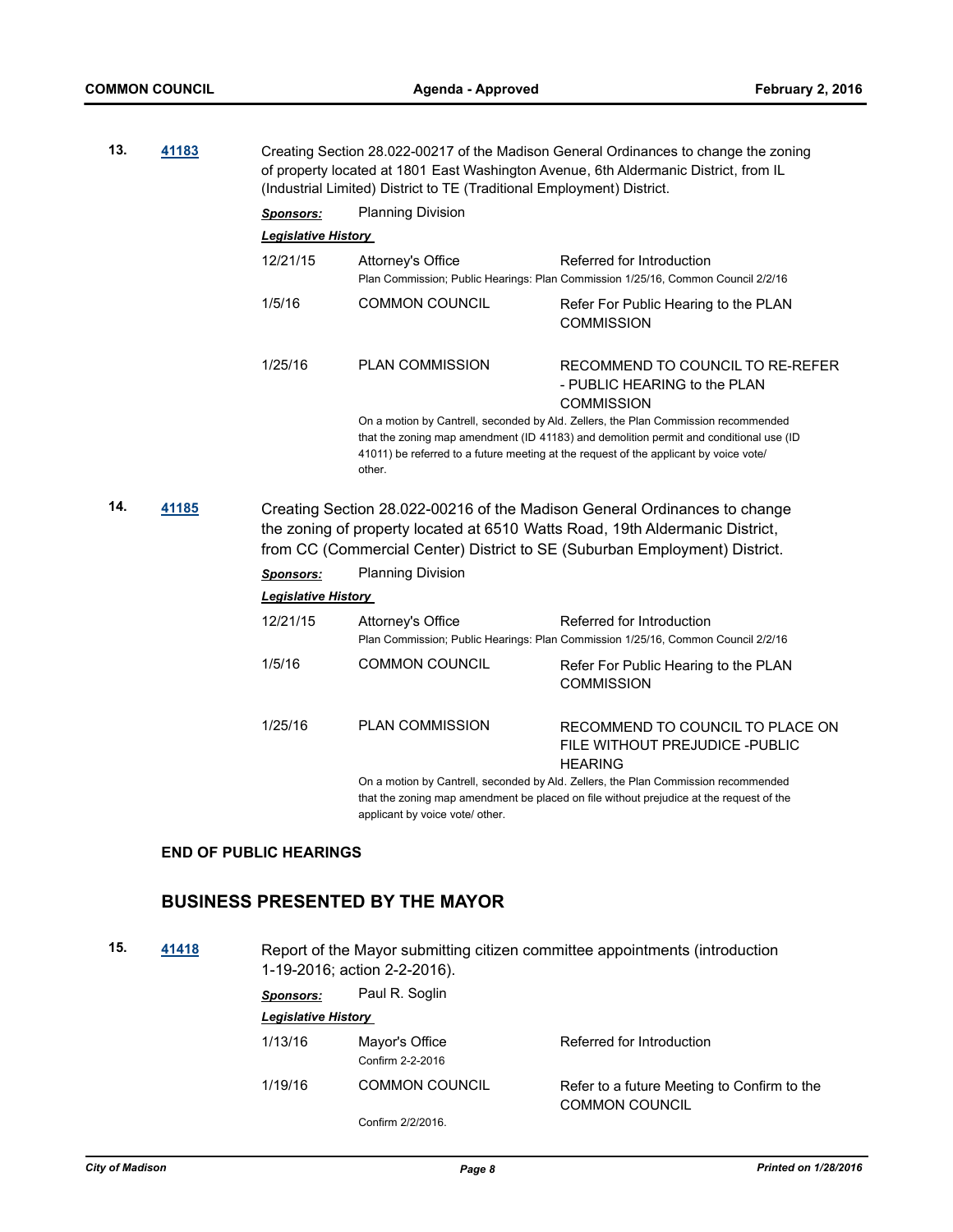**13.** **41183** Creating Section 28.022-00217 of the Madison General Ordinances to change the zoning of property located at 1801 East Washington Avenue, 6th Aldermanic District, from IL (Industrial Limited) District to TE (Traditional Employment) District.

***Sponsors:*** Planning Division

***Legislative History***

| | | |
|---|---|---|
| 12/21/15 | Attorney's Office | Referred for Introduction |
| | Plan Commission; Public Hearings: Plan Commission 1/25/16, Common Council 2/2/16 | |
| 1/5/16 | COMMON COUNCIL | Refer For Public Hearing to the PLAN COMMISSION |
| 1/25/16 | PLAN COMMISSION | RECOMMEND TO COUNCIL TO RE-REFER - PUBLIC HEARING to the PLAN COMMISSION |
| | On a motion by Cantrell, seconded by Ald. Zellers, the Plan Commission recommended that the zoning map amendment (ID 41183) and demolition permit and conditional use (ID 41011) be referred to a future meeting at the request of the applicant by voice vote/ other. | |

**14.** **41185** Creating Section 28.022-00216 of the Madison General Ordinances to change the zoning of property located at 6510 Watts Road, 19th Aldermanic District, from CC (Commercial Center) District to SE (Suburban Employment) District.

***Sponsors:*** Planning Division

***Legislative History***

| | | |
|---|---|---|
| 12/21/15 | Attorney's Office | Referred for Introduction |
| | Plan Commission; Public Hearings: Plan Commission 1/25/16, Common Council 2/2/16 | |
| 1/5/16 | COMMON COUNCIL | Refer For Public Hearing to the PLAN COMMISSION |
| 1/25/16 | PLAN COMMISSION | RECOMMEND TO COUNCIL TO PLACE ON FILE WITHOUT PREJUDICE -PUBLIC HEARING |
| | On a motion by Cantrell, seconded by Ald. Zellers, the Plan Commission recommended that the zoning map amendment be placed on file without prejudice at the request of the applicant by voice vote/ other. | |

**END OF PUBLIC HEARINGS**

## BUSINESS PRESENTED BY THE MAYOR

**15.** **41418** Report of the Mayor submitting citizen committee appointments (introduction 1-19-2016; action 2-2-2016).

***Sponsors:*** Paul R. Soglin

***Legislative History***

| | | |
|---|---|---|
| 1/13/16 | Mayor's Office | Referred for Introduction |
| | Confirm 2-2-2016 | |
| 1/19/16 | COMMON COUNCIL | Refer to a future Meeting to Confirm to the COMMON COUNCIL |
| | Confirm 2/2/2016. | |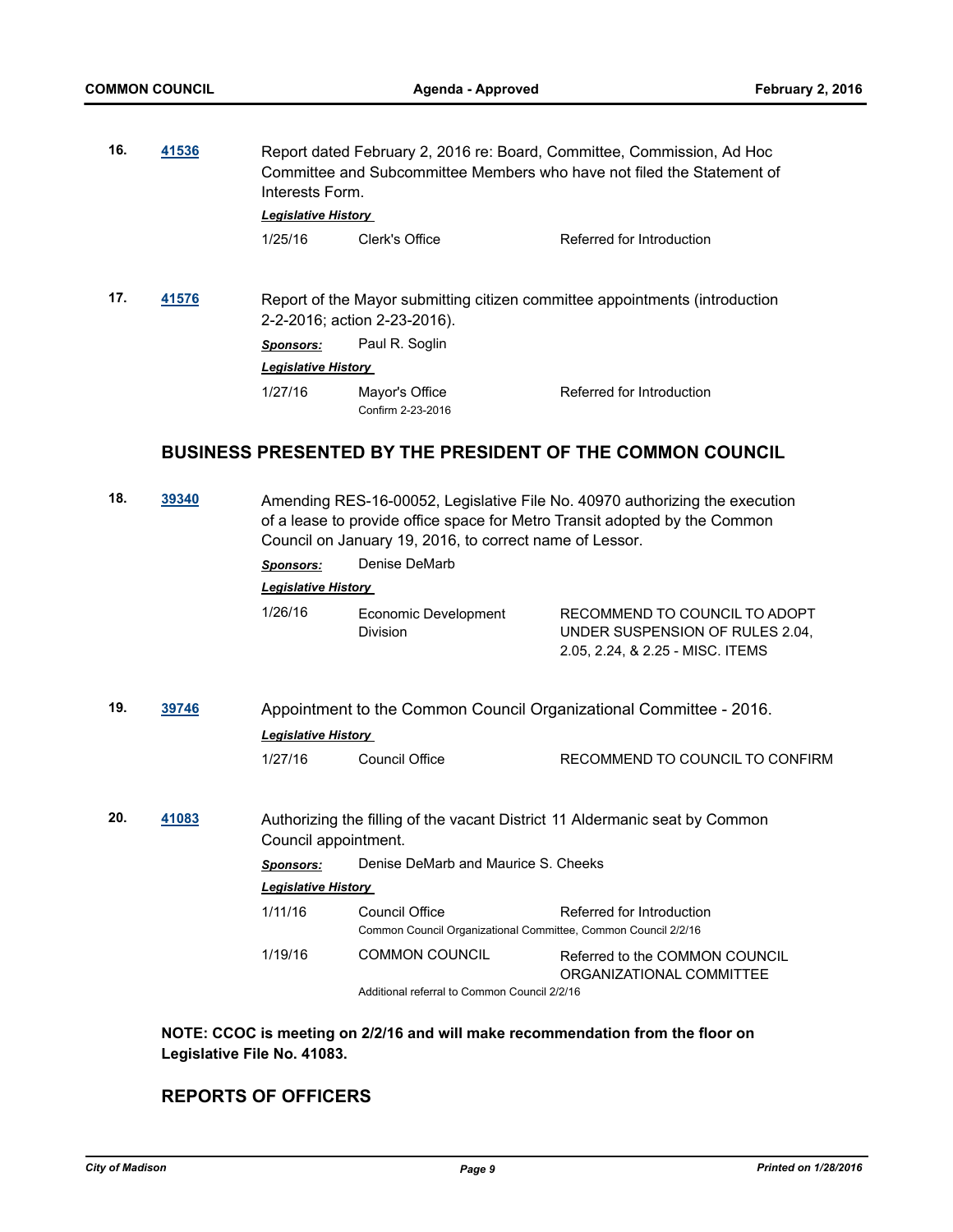**16.** **41536** Report dated February 2, 2016 re: Board, Committee, Commission, Ad Hoc Committee and Subcommittee Members who have not filed the Statement of Interests Form.

***Legislative History***

| | | |
|---|---|---|
| 1/25/16 | Clerk's Office | Referred for Introduction |

**17.** **41576** Report of the Mayor submitting citizen committee appointments (introduction 2-2-2016; action 2-23-2016).

***Sponsors:*** Paul R. Soglin

***Legislative History***

| | | |
|---|---|---|
| 1/27/16 | Mayor's Office<br>Confirm 2-23-2016 | Referred for Introduction |

## BUSINESS PRESENTED BY THE PRESIDENT OF THE COMMON COUNCIL

**18.** **39340** Amending RES-16-00052, Legislative File No. 40970 authorizing the execution of a lease to provide office space for Metro Transit adopted by the Common Council on January 19, 2016, to correct name of Lessor.

***Sponsors:*** Denise DeMarb

***Legislative History***

| | | |
|---|---|---|
| 1/26/16 | Economic Development Division | RECOMMEND TO COUNCIL TO ADOPT UNDER SUSPENSION OF RULES 2.04, 2.05, 2.24, & 2.25 - MISC. ITEMS |

**19.** **39746** Appointment to the Common Council Organizational Committee - 2016.

***Legislative History***

| | | |
|---|---|---|
| 1/27/16 | Council Office | RECOMMEND TO COUNCIL TO CONFIRM |

**20.** **41083** Authorizing the filling of the vacant District 11 Aldermanic seat by Common Council appointment.

***Sponsors:*** Denise DeMarb and Maurice S. Cheeks

***Legislative History***

| | | |
|---|---|---|
| 1/11/16 | Council Office<br>Common Council Organizational Committee, Common Council 2/2/16 | Referred for Introduction |
| 1/19/16 | COMMON COUNCIL<br>Additional referral to Common Council 2/2/16 | Referred to the COMMON COUNCIL ORGANIZATIONAL COMMITTEE |

**NOTE: CCOC is meeting on 2/2/16 and will make recommendation from the floor on Legislative File No. 41083.**

## REPORTS OF OFFICERS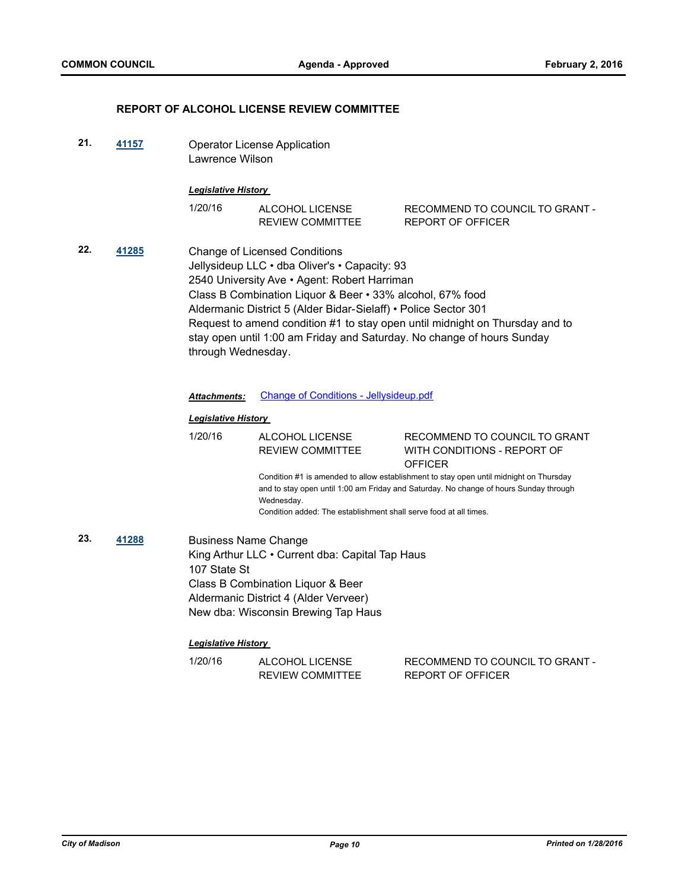## REPORT OF ALCOHOL LICENSE REVIEW COMMITTEE

**21.** **41157**

Operator License Application
Lawrence Wilson

***Legislative History***

| | | |
|---|---|---|
| 1/20/16 | ALCOHOL LICENSE REVIEW COMMITTEE | RECOMMEND TO COUNCIL TO GRANT - REPORT OF OFFICER |

**22.** **41285**

Change of Licensed Conditions
Jellysideup LLC • dba Oliver's • Capacity: 93
2540 University Ave • Agent: Robert Harriman
Class B Combination Liquor & Beer • 33% alcohol, 67% food
Aldermanic District 5 (Alder Bidar-Sielaff) • Police Sector 301
Request to amend condition #1 to stay open until midnight on Thursday and to stay open until 1:00 am Friday and Saturday. No change of hours Sunday through Wednesday.

***Attachments:*** Change of Conditions - Jellysideup.pdf

***Legislative History***

| | | |
|---|---|---|
| 1/20/16 | ALCOHOL LICENSE REVIEW COMMITTEE | RECOMMEND TO COUNCIL TO GRANT WITH CONDITIONS - REPORT OF OFFICER |

Condition #1 is amended to allow establishment to stay open until midnight on Thursday and to stay open until 1:00 am Friday and Saturday. No change of hours Sunday through Wednesday.
Condition added: The establishment shall serve food at all times.

**23.** **41288**

Business Name Change
King Arthur LLC • Current dba: Capital Tap Haus
107 State St
Class B Combination Liquor & Beer
Aldermanic District 4 (Alder Verveer)
New dba: Wisconsin Brewing Tap Haus

***Legislative History***

| | | |
|---|---|---|
| 1/20/16 | ALCOHOL LICENSE REVIEW COMMITTEE | RECOMMEND TO COUNCIL TO GRANT - REPORT OF OFFICER |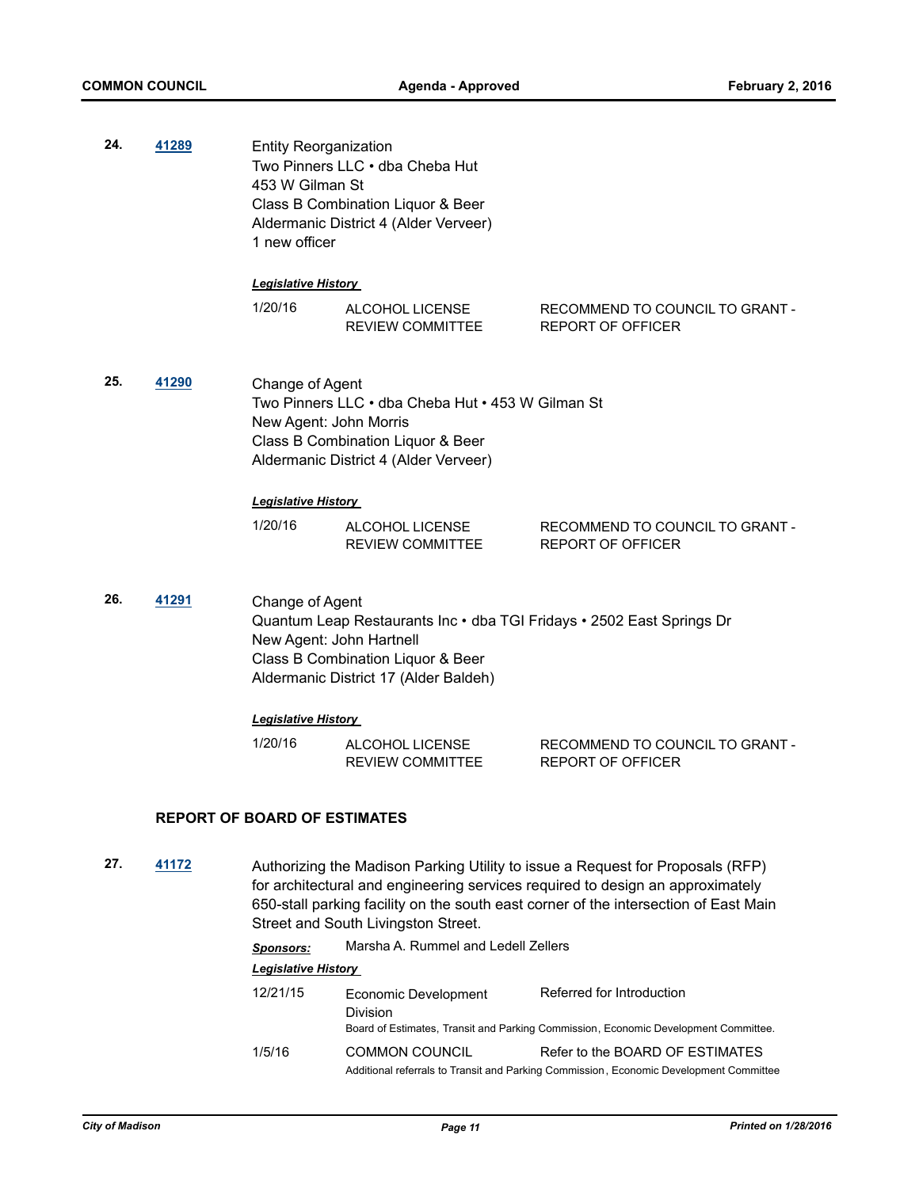**24.** **41289**

Entity Reorganization
Two Pinners LLC • dba Cheba Hut
453 W Gilman St
Class B Combination Liquor & Beer
Aldermanic District 4 (Alder Verveer)
1 new officer

***Legislative History***

| | | |
|---|---|---|
| 1/20/16 | ALCOHOL LICENSE REVIEW COMMITTEE | RECOMMEND TO COUNCIL TO GRANT - REPORT OF OFFICER |

**25.** **41290**

Change of Agent
Two Pinners LLC • dba Cheba Hut • 453 W Gilman St
New Agent: John Morris
Class B Combination Liquor & Beer
Aldermanic District 4 (Alder Verveer)

***Legislative History***

| | | |
|---|---|---|
| 1/20/16 | ALCOHOL LICENSE REVIEW COMMITTEE | RECOMMEND TO COUNCIL TO GRANT - REPORT OF OFFICER |

**26.** **41291**

Change of Agent
Quantum Leap Restaurants Inc • dba TGI Fridays • 2502 East Springs Dr
New Agent: John Hartnell
Class B Combination Liquor & Beer
Aldermanic District 17 (Alder Baldeh)

***Legislative History***

| | | |
|---|---|---|
| 1/20/16 | ALCOHOL LICENSE REVIEW COMMITTEE | RECOMMEND TO COUNCIL TO GRANT - REPORT OF OFFICER |

## REPORT OF BOARD OF ESTIMATES

**27.** **41172**

Authorizing the Madison Parking Utility to issue a Request for Proposals (RFP) for architectural and engineering services required to design an approximately 650-stall parking facility on the south east corner of the intersection of East Main Street and South Livingston Street.

***Sponsors:*** Marsha A. Rummel and Ledell Zellers

***Legislative History***

| | | |
|---|---|---|
| 12/21/15 | Economic Development Division | Referred for Introduction |
| | Board of Estimates, Transit and Parking Commission, Economic Development Committee. | |
| 1/5/16 | COMMON COUNCIL | Refer to the BOARD OF ESTIMATES |
| | Additional referrals to Transit and Parking Commission, Economic Development Committee | |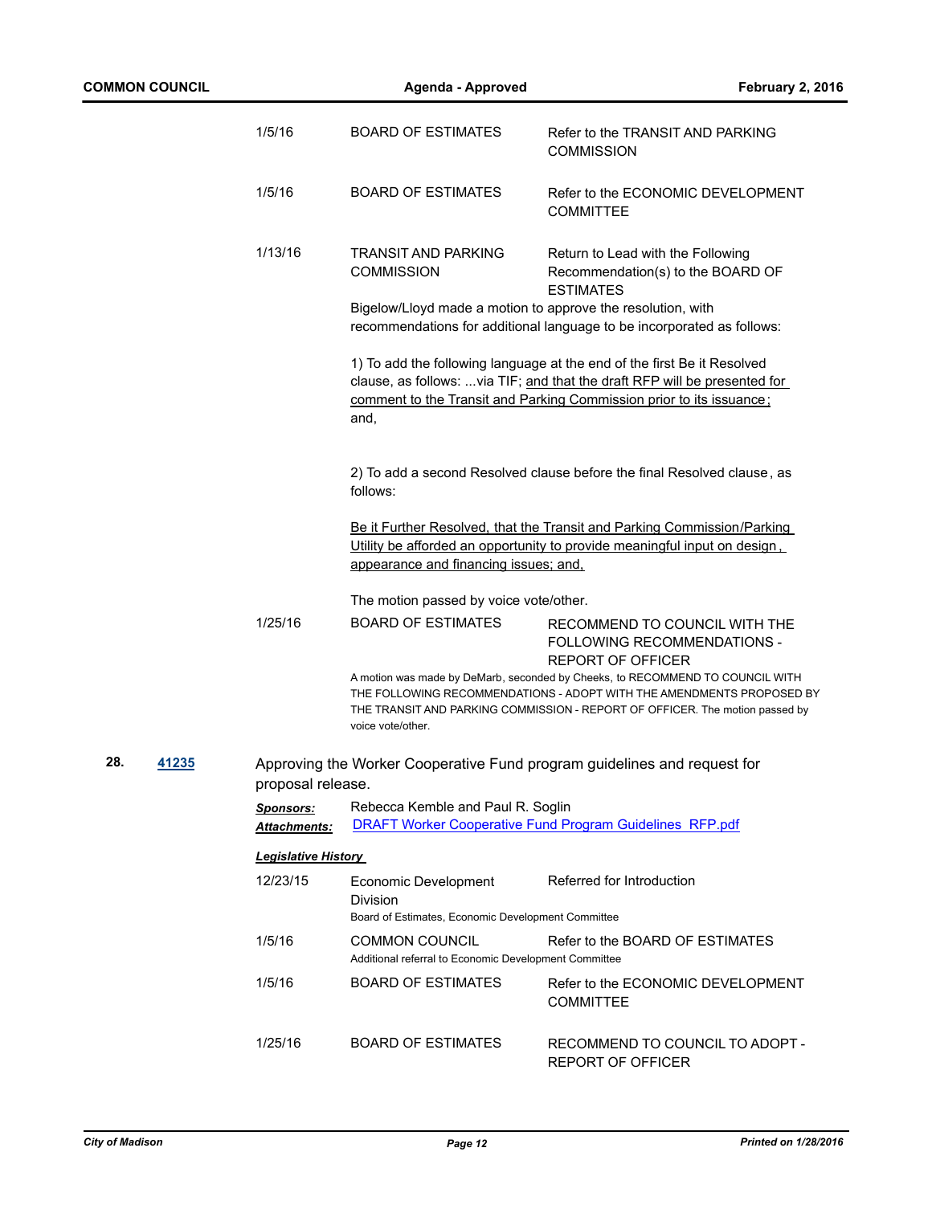| | | |
|---|---|---|
| 1/5/16 | BOARD OF ESTIMATES | Refer to the TRANSIT AND PARKING COMMISSION |
| 1/5/16 | BOARD OF ESTIMATES | Refer to the ECONOMIC DEVELOPMENT COMMITTEE |
| 1/13/16 | TRANSIT AND PARKING COMMISSION | Return to Lead with the Following Recommendation(s) to the BOARD OF ESTIMATES |

Bigelow/Lloyd made a motion to approve the resolution, with recommendations for additional language to be incorporated as follows:

1) To add the following language at the end of the first Be it Resolved clause, as follows: ...via TIF; <u>and that the draft RFP will be presented for comment to the Transit and Parking Commission prior to its issuance;</u> and,

2) To add a second Resolved clause before the final Resolved clause, as follows:

<u>Be it Further Resolved, that the Transit and Parking Commission/Parking Utility be afforded an opportunity to provide meaningful input on design, appearance and financing issues; and,</u>

The motion passed by voice vote/other.

| | | |
|---|---|---|
| 1/25/16 | BOARD OF ESTIMATES | RECOMMEND TO COUNCIL WITH THE FOLLOWING RECOMMENDATIONS - REPORT OF OFFICER |

A motion was made by DeMarb, seconded by Cheeks, to RECOMMEND TO COUNCIL WITH THE FOLLOWING RECOMMENDATIONS - ADOPT WITH THE AMENDMENTS PROPOSED BY THE TRANSIT AND PARKING COMMISSION - REPORT OF OFFICER. The motion passed by voice vote/other.

**28.** **41235** Approving the Worker Cooperative Fund program guidelines and request for proposal release.

***Sponsors:*** Rebecca Kemble and Paul R. Soglin

***Attachments:*** DRAFT Worker Cooperative Fund Program Guidelines RFP.pdf

***Legislative History***

| | | |
|---|---|---|
| 12/23/15 | Economic Development Division<br>Board of Estimates, Economic Development Committee | Referred for Introduction |
| 1/5/16 | COMMON COUNCIL<br>Additional referral to Economic Development Committee | Refer to the BOARD OF ESTIMATES |
| 1/5/16 | BOARD OF ESTIMATES | Refer to the ECONOMIC DEVELOPMENT COMMITTEE |
| 1/25/16 | BOARD OF ESTIMATES | RECOMMEND TO COUNCIL TO ADOPT - REPORT OF OFFICER |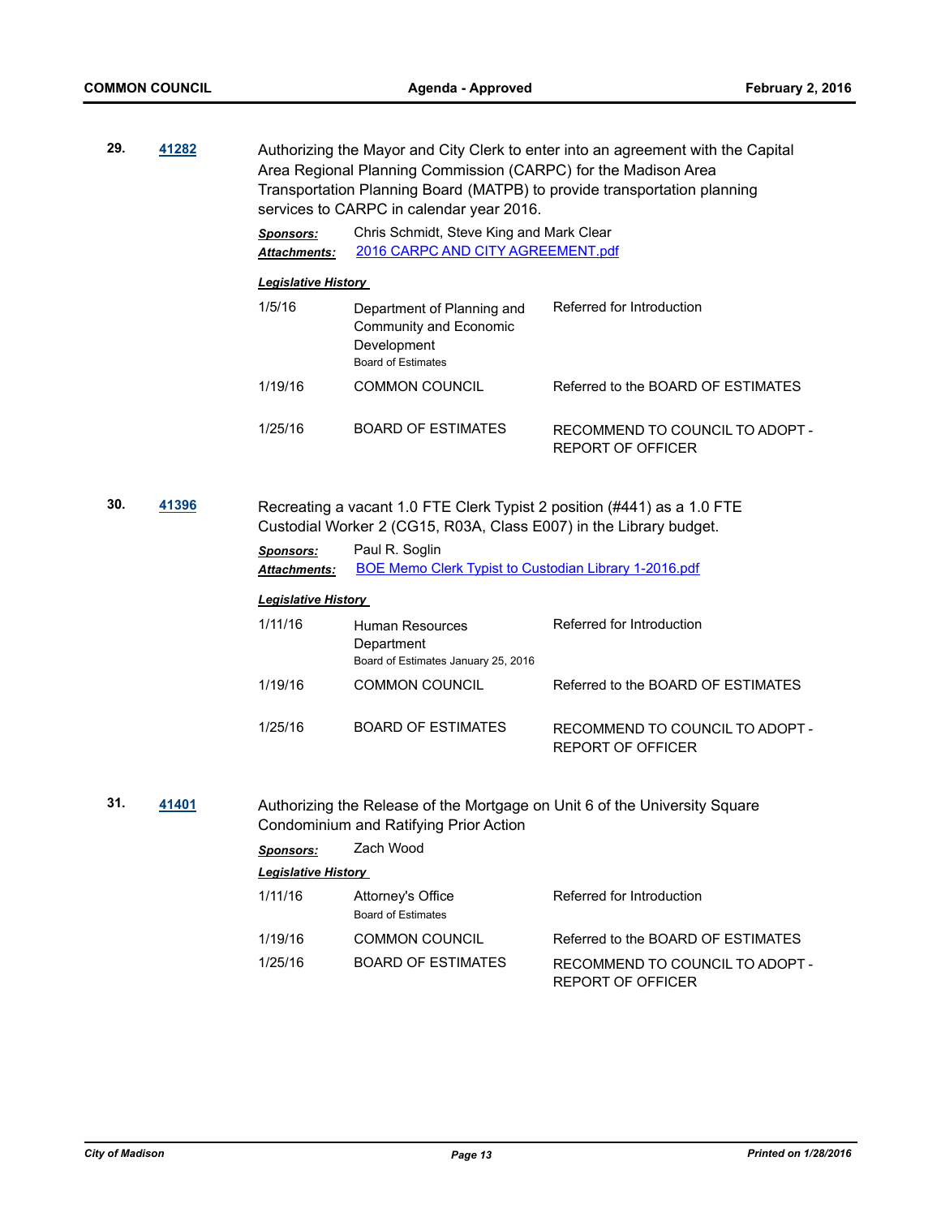**29.** **41282**

Authorizing the Mayor and City Clerk to enter into an agreement with the Capital Area Regional Planning Commission (CARPC) for the Madison Area Transportation Planning Board (MATPB) to provide transportation planning services to CARPC in calendar year 2016.

***Sponsors:*** Chris Schmidt, Steve King and Mark Clear

***Attachments:*** 2016 CARPC AND CITY AGREEMENT.pdf

***Legislative History***

| | | |
|---|---|---|
| 1/5/16 | Department of Planning and Community and Economic Development<br>Board of Estimates | Referred for Introduction |
| 1/19/16 | COMMON COUNCIL | Referred to the BOARD OF ESTIMATES |
| 1/25/16 | BOARD OF ESTIMATES | RECOMMEND TO COUNCIL TO ADOPT - REPORT OF OFFICER |

**30.** **41396**

Recreating a vacant 1.0 FTE Clerk Typist 2 position (#441) as a 1.0 FTE Custodial Worker 2 (CG15, R03A, Class E007) in the Library budget.

***Sponsors:*** Paul R. Soglin

***Attachments:*** BOE Memo Clerk Typist to Custodian Library 1-2016.pdf

***Legislative History***

| | | |
|---|---|---|
| 1/11/16 | Human Resources Department<br>Board of Estimates January 25, 2016 | Referred for Introduction |
| 1/19/16 | COMMON COUNCIL | Referred to the BOARD OF ESTIMATES |
| 1/25/16 | BOARD OF ESTIMATES | RECOMMEND TO COUNCIL TO ADOPT - REPORT OF OFFICER |

**31.** **41401**

Authorizing the Release of the Mortgage on Unit 6 of the University Square Condominium and Ratifying Prior Action

***Sponsors:*** Zach Wood

***Legislative History***

| | | |
|---|---|---|
| 1/11/16 | Attorney's Office<br>Board of Estimates | Referred for Introduction |
| 1/19/16 | COMMON COUNCIL | Referred to the BOARD OF ESTIMATES |
| 1/25/16 | BOARD OF ESTIMATES | RECOMMEND TO COUNCIL TO ADOPT - REPORT OF OFFICER |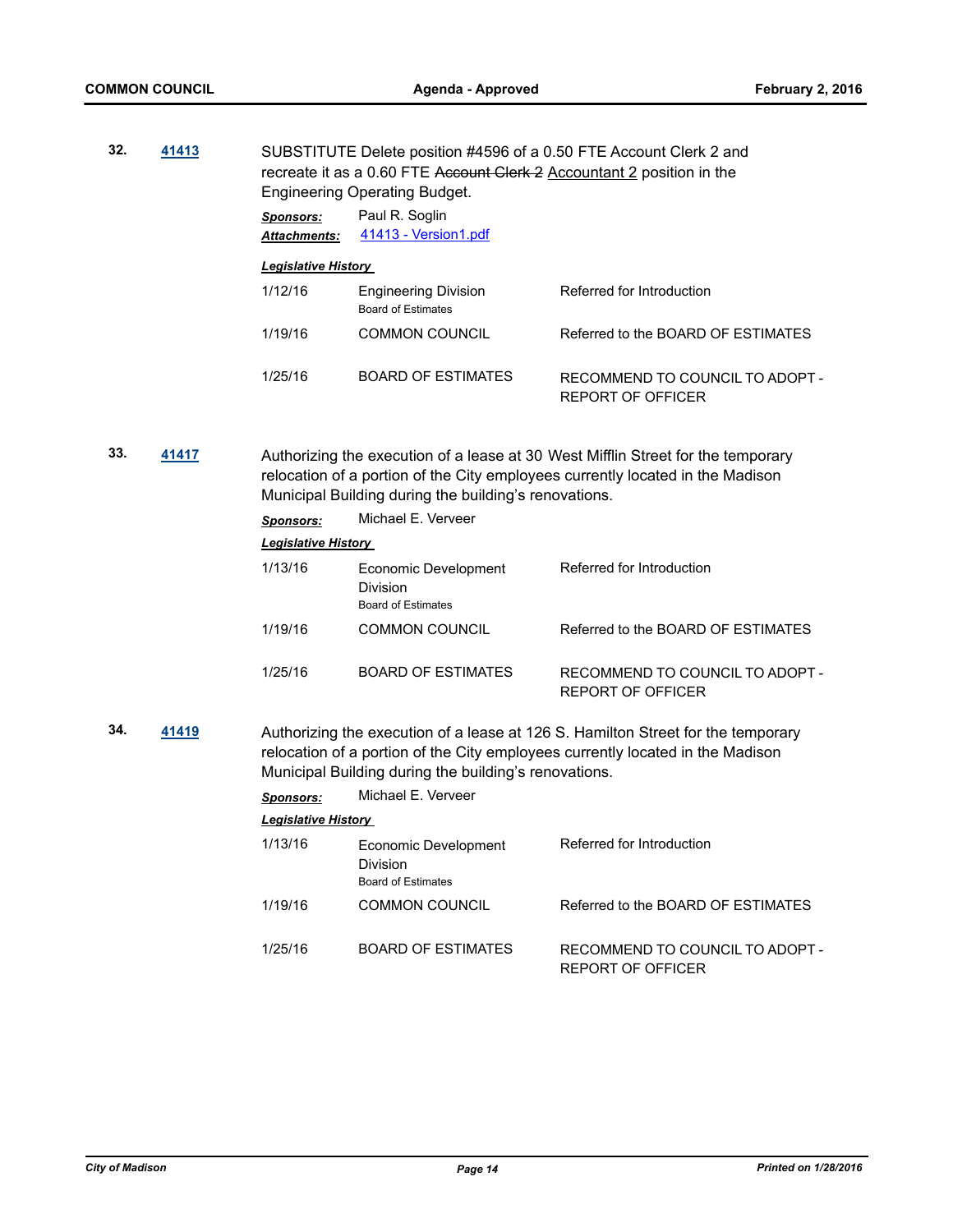**32.** **41413**

SUBSTITUTE Delete position #4596 of a 0.50 FTE Account Clerk 2 and recreate it as a 0.60 FTE ~~Account Clerk 2~~ Accountant 2 position in the Engineering Operating Budget.

***Sponsors:*** Paul R. Soglin

***Attachments:*** 41413 - Version1.pdf

***Legislative History***

| | | |
|---|---|---|
| 1/12/16 | Engineering Division<br>Board of Estimates | Referred for Introduction |
| 1/19/16 | COMMON COUNCIL | Referred to the BOARD OF ESTIMATES |
| 1/25/16 | BOARD OF ESTIMATES | RECOMMEND TO COUNCIL TO ADOPT - REPORT OF OFFICER |

**33.** **41417**

Authorizing the execution of a lease at 30 West Mifflin Street for the temporary relocation of a portion of the City employees currently located in the Madison Municipal Building during the building's renovations.

***Sponsors:*** Michael E. Verveer

***Legislative History***

| | | |
|---|---|---|
| 1/13/16 | Economic Development Division<br>Board of Estimates | Referred for Introduction |
| 1/19/16 | COMMON COUNCIL | Referred to the BOARD OF ESTIMATES |
| 1/25/16 | BOARD OF ESTIMATES | RECOMMEND TO COUNCIL TO ADOPT - REPORT OF OFFICER |

**34.** **41419**

Authorizing the execution of a lease at 126 S. Hamilton Street for the temporary relocation of a portion of the City employees currently located in the Madison Municipal Building during the building's renovations.

***Sponsors:*** Michael E. Verveer

***Legislative History***

| | | |
|---|---|---|
| 1/13/16 | Economic Development Division<br>Board of Estimates | Referred for Introduction |
| 1/19/16 | COMMON COUNCIL | Referred to the BOARD OF ESTIMATES |
| 1/25/16 | BOARD OF ESTIMATES | RECOMMEND TO COUNCIL TO ADOPT - REPORT OF OFFICER |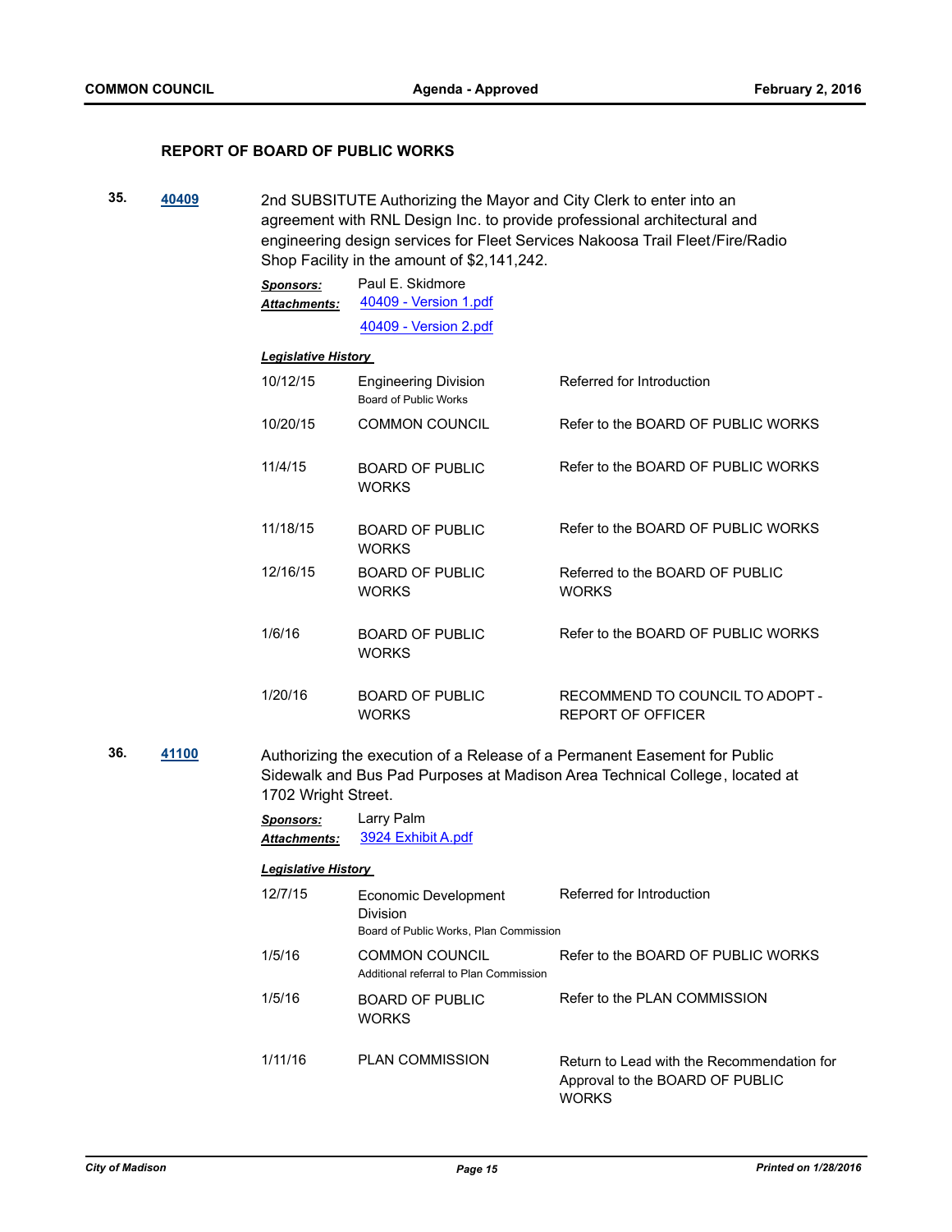## REPORT OF BOARD OF PUBLIC WORKS

**35.** **40409**

2nd SUBSITUTE Authorizing the Mayor and City Clerk to enter into an agreement with RNL Design Inc. to provide professional architectural and engineering design services for Fleet Services Nakoosa Trail Fleet/Fire/Radio Shop Facility in the amount of $2,141,242.

***Sponsors:*** Paul E. Skidmore

***Attachments:*** 40409 - Version 1.pdf
40409 - Version 2.pdf

***Legislative History***

| | | |
|---|---|---|
| 10/12/15 | Engineering Division<br>Board of Public Works | Referred for Introduction |
| 10/20/15 | COMMON COUNCIL | Refer to the BOARD OF PUBLIC WORKS |
| 11/4/15 | BOARD OF PUBLIC WORKS | Refer to the BOARD OF PUBLIC WORKS |
| 11/18/15 | BOARD OF PUBLIC WORKS | Refer to the BOARD OF PUBLIC WORKS |
| 12/16/15 | BOARD OF PUBLIC WORKS | Referred to the BOARD OF PUBLIC WORKS |
| 1/6/16 | BOARD OF PUBLIC WORKS | Refer to the BOARD OF PUBLIC WORKS |
| 1/20/16 | BOARD OF PUBLIC WORKS | RECOMMEND TO COUNCIL TO ADOPT - REPORT OF OFFICER |

**36.** **41100**

Authorizing the execution of a Release of a Permanent Easement for Public Sidewalk and Bus Pad Purposes at Madison Area Technical College, located at 1702 Wright Street.

***Sponsors:*** Larry Palm

***Attachments:*** 3924 Exhibit A.pdf

***Legislative History***

| | | |
|---|---|---|
| 12/7/15 | Economic Development Division<br>Board of Public Works, Plan Commission | Referred for Introduction |
| 1/5/16 | COMMON COUNCIL<br>Additional referral to Plan Commission | Refer to the BOARD OF PUBLIC WORKS |
| 1/5/16 | BOARD OF PUBLIC WORKS | Refer to the PLAN COMMISSION |
| 1/11/16 | PLAN COMMISSION | Return to Lead with the Recommendation for Approval to the BOARD OF PUBLIC WORKS |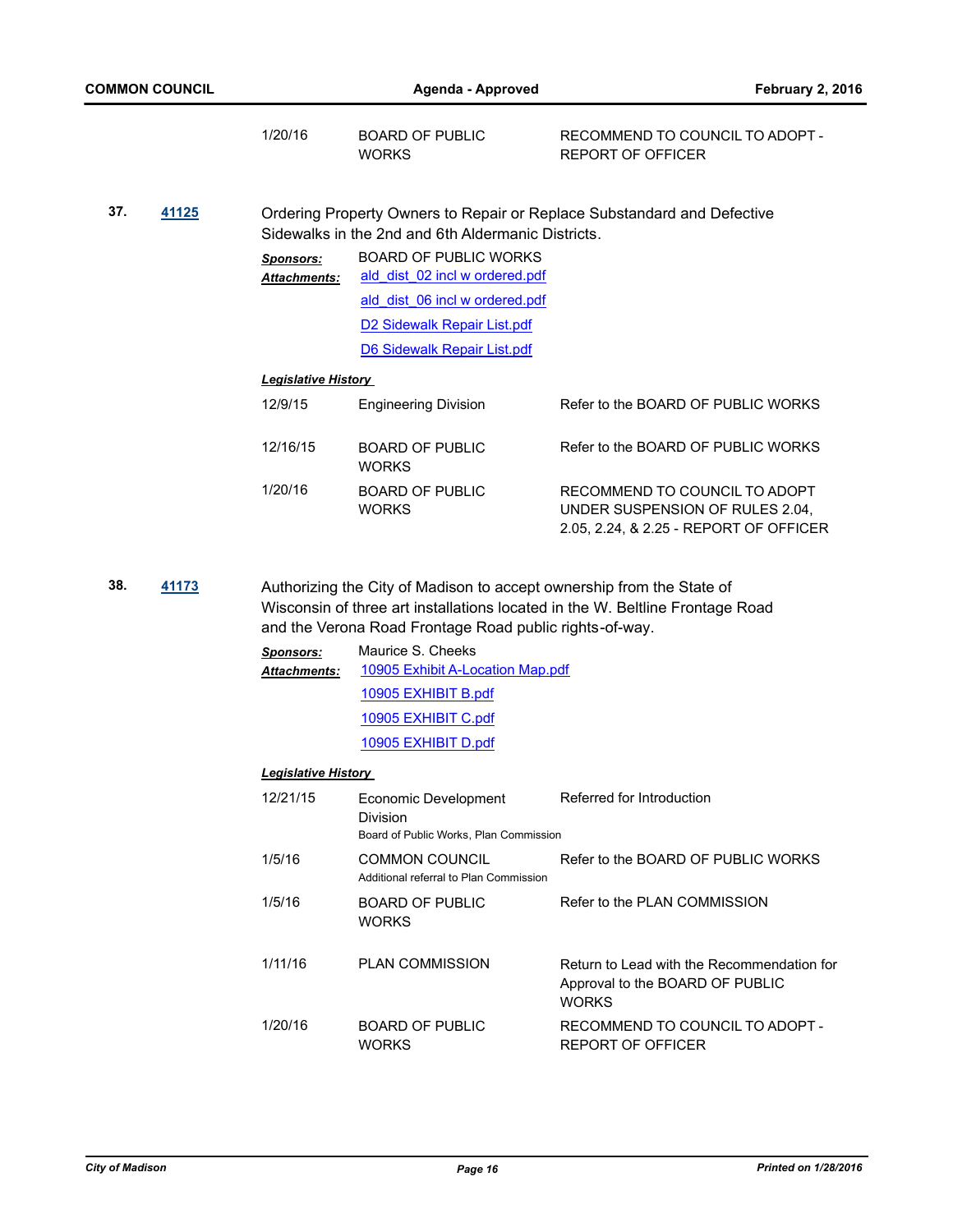| | | |
|---|---|---|
| 1/20/16 | BOARD OF PUBLIC WORKS | RECOMMEND TO COUNCIL TO ADOPT - REPORT OF OFFICER |

**37.** **41125**

Ordering Property Owners to Repair or Replace Substandard and Defective Sidewalks in the 2nd and 6th Aldermanic Districts.

***Sponsors:*** BOARD OF PUBLIC WORKS

***Attachments:*** ald_dist_02 incl w ordered.pdf
ald_dist_06 incl w ordered.pdf
D2 Sidewalk Repair List.pdf
D6 Sidewalk Repair List.pdf

***Legislative History***

| | | |
|---|---|---|
| 12/9/15 | Engineering Division | Refer to the BOARD OF PUBLIC WORKS |
| 12/16/15 | BOARD OF PUBLIC WORKS | Refer to the BOARD OF PUBLIC WORKS |
| 1/20/16 | BOARD OF PUBLIC WORKS | RECOMMEND TO COUNCIL TO ADOPT UNDER SUSPENSION OF RULES 2.04, 2.05, 2.24, & 2.25 - REPORT OF OFFICER |

**38.** **41173**

Authorizing the City of Madison to accept ownership from the State of Wisconsin of three art installations located in the W. Beltline Frontage Road and the Verona Road Frontage Road public rights-of-way.

***Sponsors:*** Maurice S. Cheeks

***Attachments:*** 10905 Exhibit A-Location Map.pdf
10905 EXHIBIT B.pdf
10905 EXHIBIT C.pdf
10905 EXHIBIT D.pdf

***Legislative History***

| | | |
|---|---|---|
| 12/21/15 | Economic Development Division<br>Board of Public Works, Plan Commission | Referred for Introduction |
| 1/5/16 | COMMON COUNCIL<br>Additional referral to Plan Commission | Refer to the BOARD OF PUBLIC WORKS |
| 1/5/16 | BOARD OF PUBLIC WORKS | Refer to the PLAN COMMISSION |
| 1/11/16 | PLAN COMMISSION | Return to Lead with the Recommendation for Approval to the BOARD OF PUBLIC WORKS |
| 1/20/16 | BOARD OF PUBLIC WORKS | RECOMMEND TO COUNCIL TO ADOPT - REPORT OF OFFICER |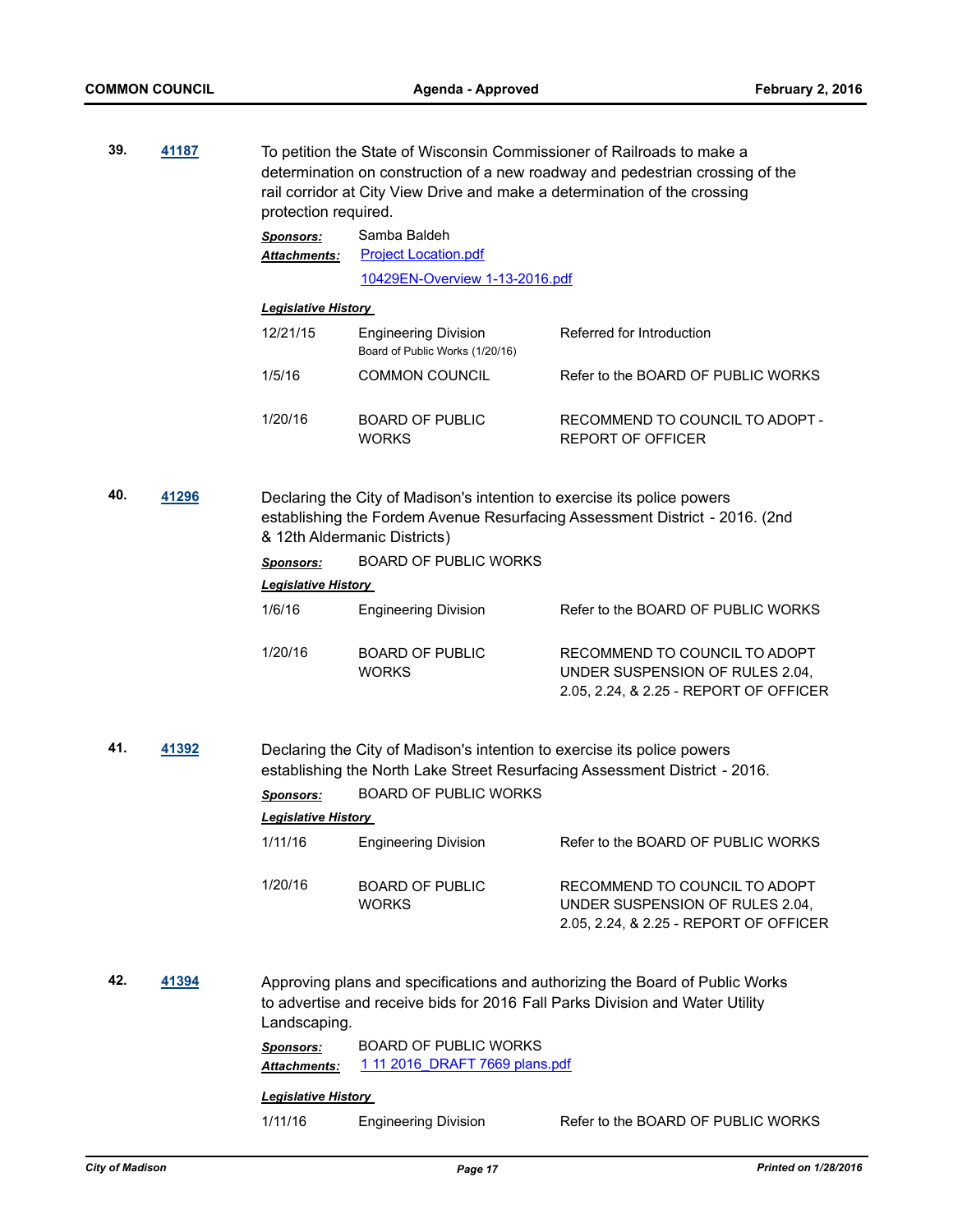**39.** **41187**

To petition the State of Wisconsin Commissioner of Railroads to make a determination on construction of a new roadway and pedestrian crossing of the rail corridor at City View Drive and make a determination of the crossing protection required.

***Sponsors:*** Samba Baldeh

***Attachments:*** Project Location.pdf
10429EN-Overview 1-13-2016.pdf

***Legislative History***

| | | |
|---|---|---|
| 12/21/15 | Engineering Division<br>Board of Public Works (1/20/16) | Referred for Introduction |
| 1/5/16 | COMMON COUNCIL | Refer to the BOARD OF PUBLIC WORKS |
| 1/20/16 | BOARD OF PUBLIC WORKS | RECOMMEND TO COUNCIL TO ADOPT - REPORT OF OFFICER |

**40.** **41296**

Declaring the City of Madison's intention to exercise its police powers establishing the Fordem Avenue Resurfacing Assessment District - 2016. (2nd & 12th Aldermanic Districts)

***Sponsors:*** BOARD OF PUBLIC WORKS

***Legislative History***

| | | |
|---|---|---|
| 1/6/16 | Engineering Division | Refer to the BOARD OF PUBLIC WORKS |
| 1/20/16 | BOARD OF PUBLIC WORKS | RECOMMEND TO COUNCIL TO ADOPT UNDER SUSPENSION OF RULES 2.04, 2.05, 2.24, & 2.25 - REPORT OF OFFICER |

**41.** **41392**

Declaring the City of Madison's intention to exercise its police powers establishing the North Lake Street Resurfacing Assessment District - 2016.

***Sponsors:*** BOARD OF PUBLIC WORKS

***Legislative History***

| | | |
|---|---|---|
| 1/11/16 | Engineering Division | Refer to the BOARD OF PUBLIC WORKS |
| 1/20/16 | BOARD OF PUBLIC WORKS | RECOMMEND TO COUNCIL TO ADOPT UNDER SUSPENSION OF RULES 2.04, 2.05, 2.24, & 2.25 - REPORT OF OFFICER |

**42.** **41394**

Approving plans and specifications and authorizing the Board of Public Works to advertise and receive bids for 2016 Fall Parks Division and Water Utility Landscaping.

***Sponsors:*** BOARD OF PUBLIC WORKS

***Attachments:*** 1 11 2016_DRAFT 7669 plans.pdf

***Legislative History***

| | | |
|---|---|---|
| 1/11/16 | Engineering Division | Refer to the BOARD OF PUBLIC WORKS |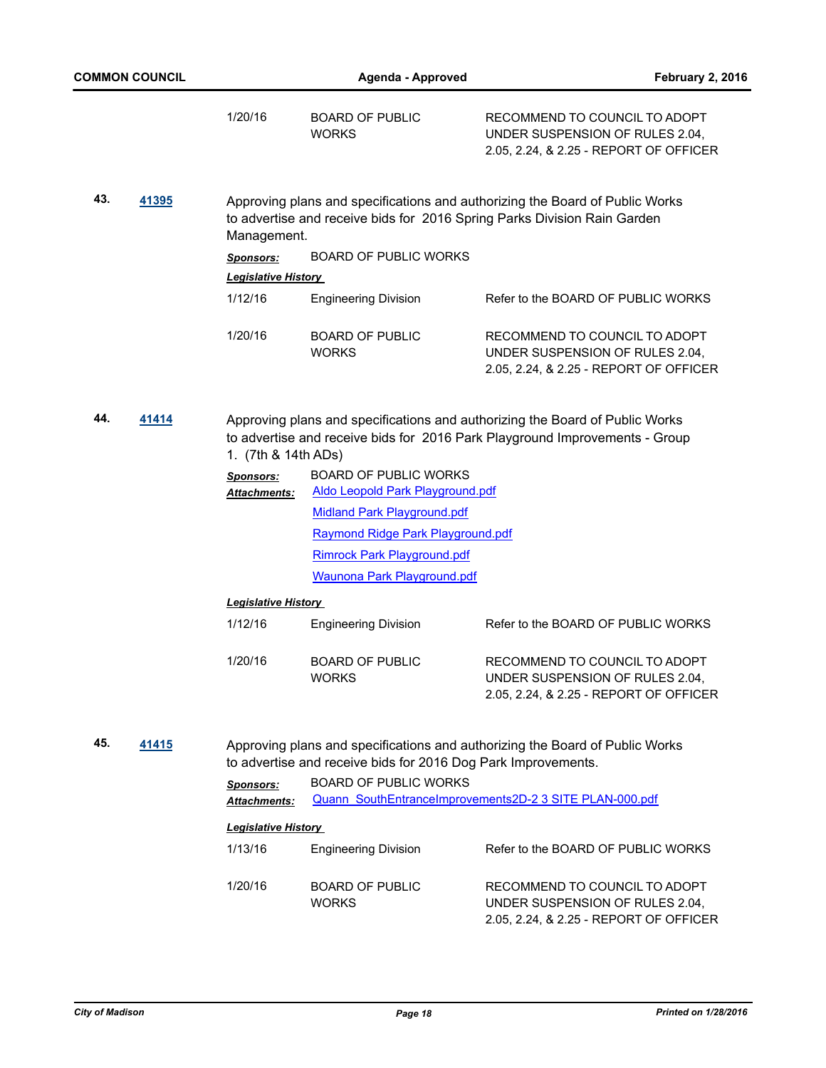| | | |
|---|---|---|
| 1/20/16 | BOARD OF PUBLIC WORKS | RECOMMEND TO COUNCIL TO ADOPT UNDER SUSPENSION OF RULES 2.04, 2.05, 2.24, & 2.25 - REPORT OF OFFICER |

**43. 41395** Approving plans and specifications and authorizing the Board of Public Works to advertise and receive bids for 2016 Spring Parks Division Rain Garden Management.

***Sponsors:*** BOARD OF PUBLIC WORKS

***Legislative History***

| | | |
|---|---|---|
| 1/12/16 | Engineering Division | Refer to the BOARD OF PUBLIC WORKS |
| 1/20/16 | BOARD OF PUBLIC WORKS | RECOMMEND TO COUNCIL TO ADOPT UNDER SUSPENSION OF RULES 2.04, 2.05, 2.24, & 2.25 - REPORT OF OFFICER |

**44. 41414** Approving plans and specifications and authorizing the Board of Public Works to advertise and receive bids for 2016 Park Playground Improvements - Group 1. (7th & 14th ADs)

***Sponsors:*** BOARD OF PUBLIC WORKS

***Attachments:*** Aldo Leopold Park Playground.pdf
Midland Park Playground.pdf
Raymond Ridge Park Playground.pdf
Rimrock Park Playground.pdf
Waunona Park Playground.pdf

***Legislative History***

| | | |
|---|---|---|
| 1/12/16 | Engineering Division | Refer to the BOARD OF PUBLIC WORKS |
| 1/20/16 | BOARD OF PUBLIC WORKS | RECOMMEND TO COUNCIL TO ADOPT UNDER SUSPENSION OF RULES 2.04, 2.05, 2.24, & 2.25 - REPORT OF OFFICER |

**45. 41415** Approving plans and specifications and authorizing the Board of Public Works to advertise and receive bids for 2016 Dog Park Improvements.

***Sponsors:*** BOARD OF PUBLIC WORKS

***Attachments:*** Quann_SouthEntranceImprovements2D-2 3 SITE PLAN-000.pdf

***Legislative History***

| | | |
|---|---|---|
| 1/13/16 | Engineering Division | Refer to the BOARD OF PUBLIC WORKS |
| 1/20/16 | BOARD OF PUBLIC WORKS | RECOMMEND TO COUNCIL TO ADOPT UNDER SUSPENSION OF RULES 2.04, 2.05, 2.24, & 2.25 - REPORT OF OFFICER |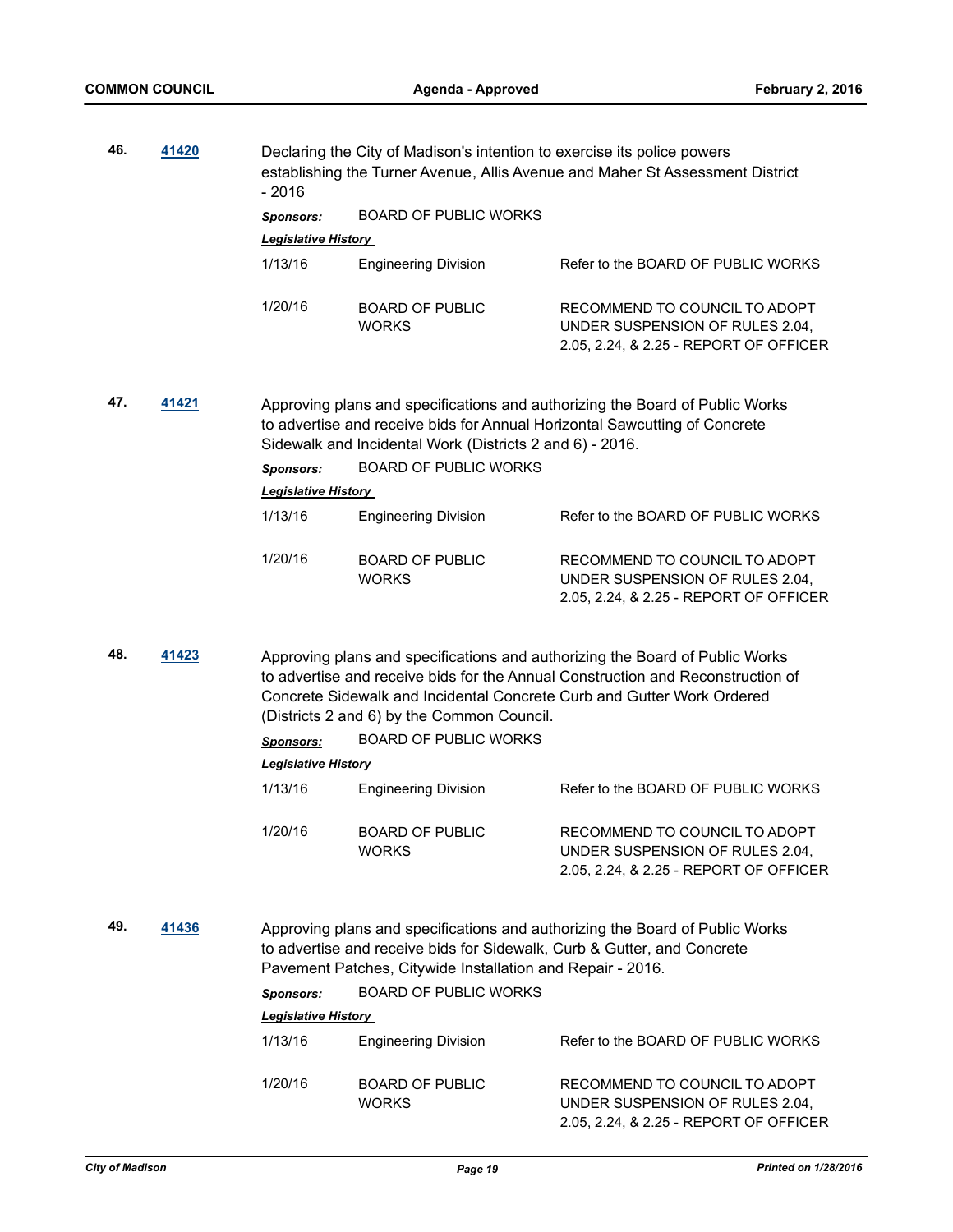**46.** **41420**

Declaring the City of Madison's intention to exercise its police powers establishing the Turner Avenue, Allis Avenue and Maher St Assessment District - 2016

***Sponsors:*** BOARD OF PUBLIC WORKS

***Legislative History***

| | | |
|---|---|---|
| 1/13/16 | Engineering Division | Refer to the BOARD OF PUBLIC WORKS |
| 1/20/16 | BOARD OF PUBLIC WORKS | RECOMMEND TO COUNCIL TO ADOPT UNDER SUSPENSION OF RULES 2.04, 2.05, 2.24, & 2.25 - REPORT OF OFFICER |

**47.** **41421**

Approving plans and specifications and authorizing the Board of Public Works to advertise and receive bids for Annual Horizontal Sawcutting of Concrete Sidewalk and Incidental Work (Districts 2 and 6) - 2016.

***Sponsors:*** BOARD OF PUBLIC WORKS

***Legislative History***

| | | |
|---|---|---|
| 1/13/16 | Engineering Division | Refer to the BOARD OF PUBLIC WORKS |
| 1/20/16 | BOARD OF PUBLIC WORKS | RECOMMEND TO COUNCIL TO ADOPT UNDER SUSPENSION OF RULES 2.04, 2.05, 2.24, & 2.25 - REPORT OF OFFICER |

**48.** **41423**

Approving plans and specifications and authorizing the Board of Public Works to advertise and receive bids for the Annual Construction and Reconstruction of Concrete Sidewalk and Incidental Concrete Curb and Gutter Work Ordered (Districts 2 and 6) by the Common Council.

***Sponsors:*** BOARD OF PUBLIC WORKS

***Legislative History***

| | | |
|---|---|---|
| 1/13/16 | Engineering Division | Refer to the BOARD OF PUBLIC WORKS |
| 1/20/16 | BOARD OF PUBLIC WORKS | RECOMMEND TO COUNCIL TO ADOPT UNDER SUSPENSION OF RULES 2.04, 2.05, 2.24, & 2.25 - REPORT OF OFFICER |

**49.** **41436**

Approving plans and specifications and authorizing the Board of Public Works to advertise and receive bids for Sidewalk, Curb & Gutter, and Concrete Pavement Patches, Citywide Installation and Repair - 2016.

***Sponsors:*** BOARD OF PUBLIC WORKS

***Legislative History***

| | | |
|---|---|---|
| 1/13/16 | Engineering Division | Refer to the BOARD OF PUBLIC WORKS |
| 1/20/16 | BOARD OF PUBLIC WORKS | RECOMMEND TO COUNCIL TO ADOPT UNDER SUSPENSION OF RULES 2.04, 2.05, 2.24, & 2.25 - REPORT OF OFFICER |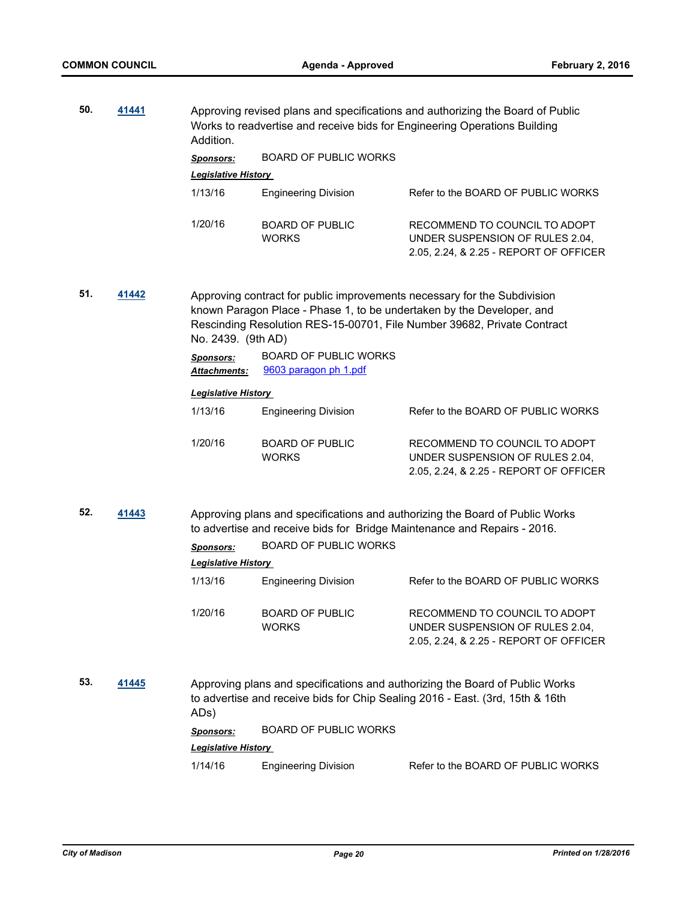**50.** **41441** Approving revised plans and specifications and authorizing the Board of Public Works to readvertise and receive bids for Engineering Operations Building Addition.

***Sponsors:*** BOARD OF PUBLIC WORKS

***Legislative History***

| | | |
|---|---|---|
| 1/13/16 | Engineering Division | Refer to the BOARD OF PUBLIC WORKS |
| 1/20/16 | BOARD OF PUBLIC WORKS | RECOMMEND TO COUNCIL TO ADOPT UNDER SUSPENSION OF RULES 2.04, 2.05, 2.24, & 2.25 - REPORT OF OFFICER |

**51.** **41442** Approving contract for public improvements necessary for the Subdivision known Paragon Place - Phase 1, to be undertaken by the Developer, and Rescinding Resolution RES-15-00701, File Number 39682, Private Contract No. 2439. (9th AD)

***Sponsors:*** BOARD OF PUBLIC WORKS

***Attachments:*** 9603 paragon ph 1.pdf

***Legislative History***

| | | |
|---|---|---|
| 1/13/16 | Engineering Division | Refer to the BOARD OF PUBLIC WORKS |
| 1/20/16 | BOARD OF PUBLIC WORKS | RECOMMEND TO COUNCIL TO ADOPT UNDER SUSPENSION OF RULES 2.04, 2.05, 2.24, & 2.25 - REPORT OF OFFICER |

**52.** **41443** Approving plans and specifications and authorizing the Board of Public Works to advertise and receive bids for Bridge Maintenance and Repairs - 2016.

***Sponsors:*** BOARD OF PUBLIC WORKS

***Legislative History***

| | | |
|---|---|---|
| 1/13/16 | Engineering Division | Refer to the BOARD OF PUBLIC WORKS |
| 1/20/16 | BOARD OF PUBLIC WORKS | RECOMMEND TO COUNCIL TO ADOPT UNDER SUSPENSION OF RULES 2.04, 2.05, 2.24, & 2.25 - REPORT OF OFFICER |

**53.** **41445** Approving plans and specifications and authorizing the Board of Public Works to advertise and receive bids for Chip Sealing 2016 - East. (3rd, 15th & 16th ADs)

***Sponsors:*** BOARD OF PUBLIC WORKS

***Legislative History***

| | | |
|---|---|---|
| 1/14/16 | Engineering Division | Refer to the BOARD OF PUBLIC WORKS |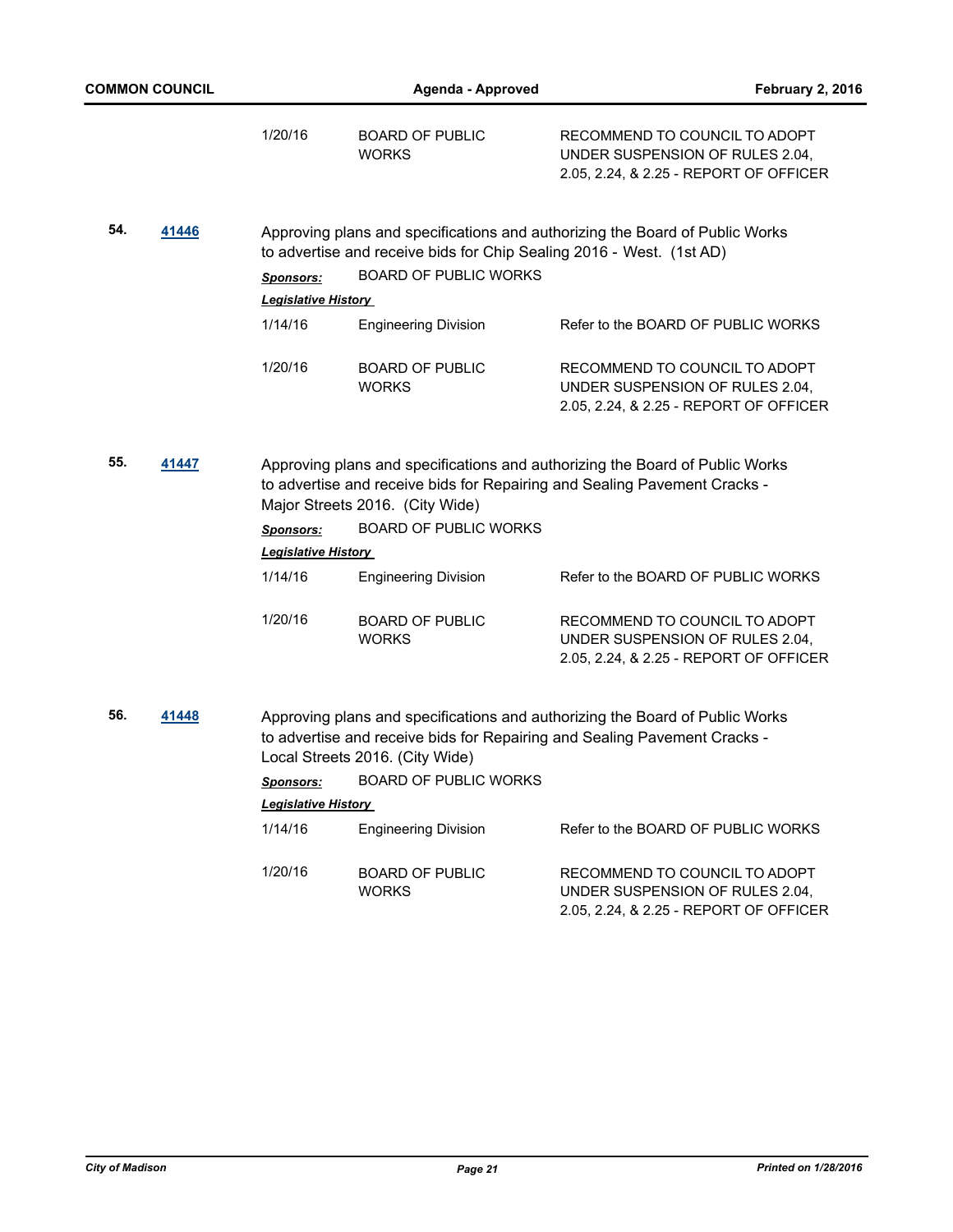| | | |
|---|---|---|
| 1/20/16 | BOARD OF PUBLIC WORKS | RECOMMEND TO COUNCIL TO ADOPT UNDER SUSPENSION OF RULES 2.04, 2.05, 2.24, & 2.25 - REPORT OF OFFICER |

**54.** **41446**

Approving plans and specifications and authorizing the Board of Public Works to advertise and receive bids for Chip Sealing 2016 - West. (1st AD)

***Sponsors:*** BOARD OF PUBLIC WORKS

***Legislative History***

| | | |
|---|---|---|
| 1/14/16 | Engineering Division | Refer to the BOARD OF PUBLIC WORKS |
| 1/20/16 | BOARD OF PUBLIC WORKS | RECOMMEND TO COUNCIL TO ADOPT UNDER SUSPENSION OF RULES 2.04, 2.05, 2.24, & 2.25 - REPORT OF OFFICER |

**55.** **41447**

Approving plans and specifications and authorizing the Board of Public Works to advertise and receive bids for Repairing and Sealing Pavement Cracks - Major Streets 2016. (City Wide)

***Sponsors:*** BOARD OF PUBLIC WORKS

***Legislative History***

| | | |
|---|---|---|
| 1/14/16 | Engineering Division | Refer to the BOARD OF PUBLIC WORKS |
| 1/20/16 | BOARD OF PUBLIC WORKS | RECOMMEND TO COUNCIL TO ADOPT UNDER SUSPENSION OF RULES 2.04, 2.05, 2.24, & 2.25 - REPORT OF OFFICER |

**56.** **41448**

Approving plans and specifications and authorizing the Board of Public Works to advertise and receive bids for Repairing and Sealing Pavement Cracks - Local Streets 2016. (City Wide)

***Sponsors:*** BOARD OF PUBLIC WORKS

***Legislative History***

| | | |
|---|---|---|
| 1/14/16 | Engineering Division | Refer to the BOARD OF PUBLIC WORKS |
| 1/20/16 | BOARD OF PUBLIC WORKS | RECOMMEND TO COUNCIL TO ADOPT UNDER SUSPENSION OF RULES 2.04, 2.05, 2.24, & 2.25 - REPORT OF OFFICER |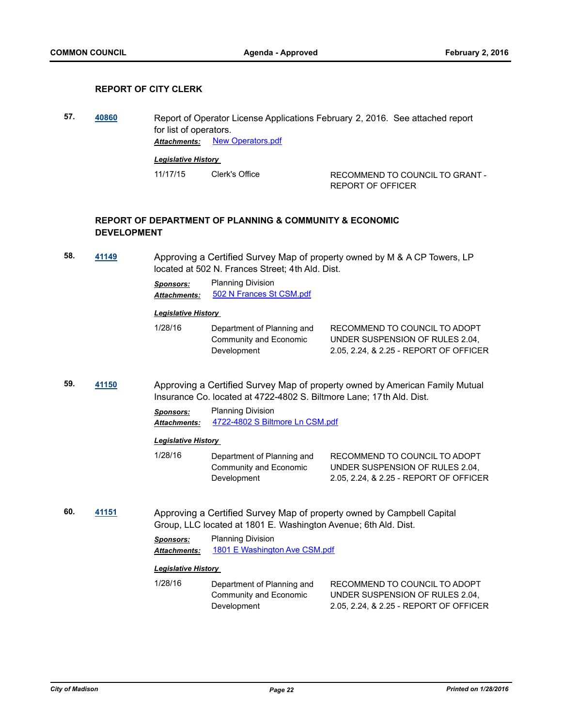### REPORT OF CITY CLERK

**57.** **40860** Report of Operator License Applications February 2, 2016. See attached report for list of operators.

***Attachments:*** New Operators.pdf

***Legislative History***

| | | |
|---|---|---|
| 11/17/15 | Clerk's Office | RECOMMEND TO COUNCIL TO GRANT - REPORT OF OFFICER |

### REPORT OF DEPARTMENT OF PLANNING & COMMUNITY & ECONOMIC DEVELOPMENT

**58.** **41149** Approving a Certified Survey Map of property owned by M & A CP Towers, LP located at 502 N. Frances Street; 4th Ald. Dist.

***Sponsors:*** Planning Division

***Attachments:*** 502 N Frances St CSM.pdf

***Legislative History***

| | | |
|---|---|---|
| 1/28/16 | Department of Planning and Community and Economic Development | RECOMMEND TO COUNCIL TO ADOPT UNDER SUSPENSION OF RULES 2.04, 2.05, 2.24, & 2.25 - REPORT OF OFFICER |

**59.** **41150** Approving a Certified Survey Map of property owned by American Family Mutual Insurance Co. located at 4722-4802 S. Biltmore Lane; 17th Ald. Dist.

***Sponsors:*** Planning Division

***Attachments:*** 4722-4802 S Biltmore Ln CSM.pdf

***Legislative History***

| | | |
|---|---|---|
| 1/28/16 | Department of Planning and Community and Economic Development | RECOMMEND TO COUNCIL TO ADOPT UNDER SUSPENSION OF RULES 2.04, 2.05, 2.24, & 2.25 - REPORT OF OFFICER |

**60.** **41151** Approving a Certified Survey Map of property owned by Campbell Capital Group, LLC located at 1801 E. Washington Avenue; 6th Ald. Dist.

***Sponsors:*** Planning Division

***Attachments:*** 1801 E Washington Ave CSM.pdf

***Legislative History***

| | | |
|---|---|---|
| 1/28/16 | Department of Planning and Community and Economic Development | RECOMMEND TO COUNCIL TO ADOPT UNDER SUSPENSION OF RULES 2.04, 2.05, 2.24, & 2.25 - REPORT OF OFFICER |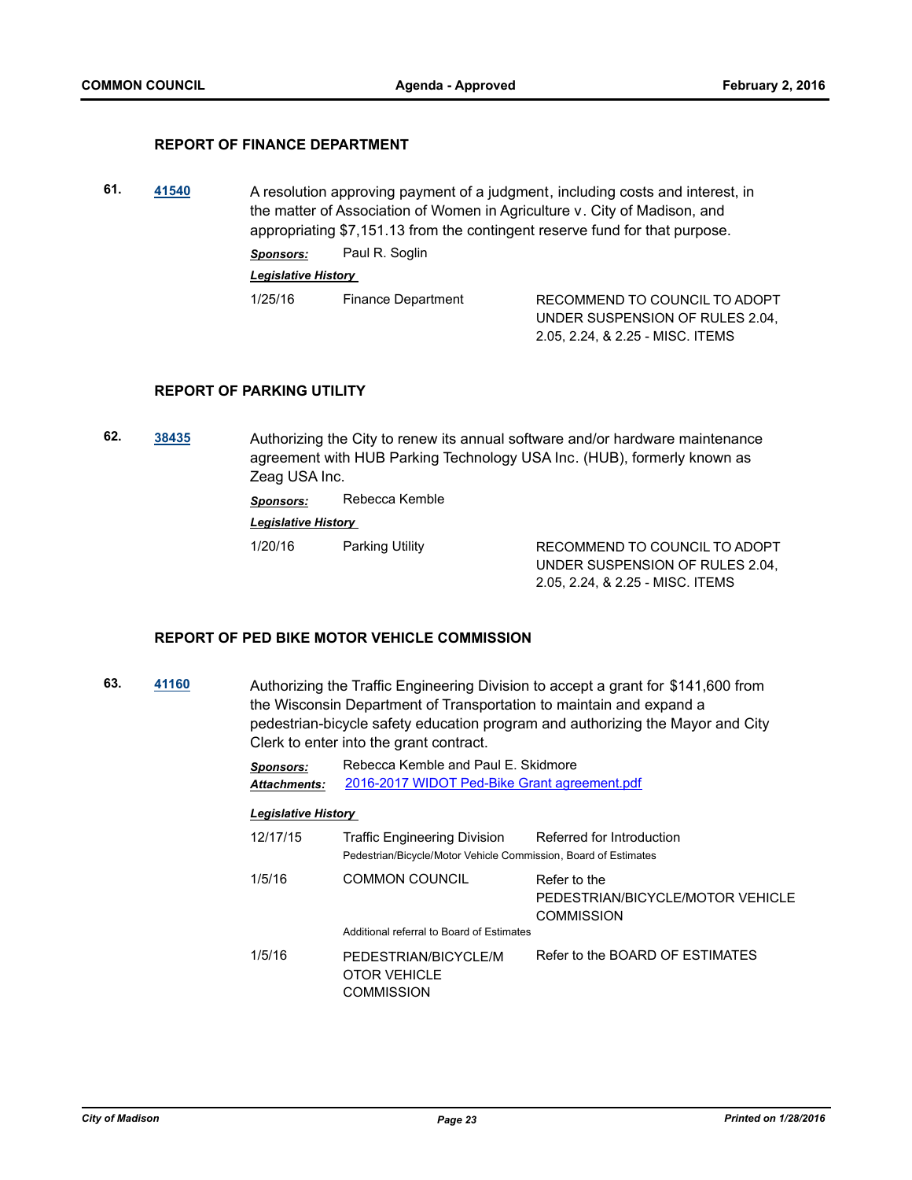### REPORT OF FINANCE DEPARTMENT

**61.** **41540** A resolution approving payment of a judgment, including costs and interest, in the matter of Association of Women in Agriculture v. City of Madison, and appropriating $7,151.13 from the contingent reserve fund for that purpose.

***Sponsors:*** Paul R. Soglin

***Legislative History***

| Date | Body | Action |
|---|---|---|
| 1/25/16 | Finance Department | RECOMMEND TO COUNCIL TO ADOPT UNDER SUSPENSION OF RULES 2.04, 2.05, 2.24, & 2.25 - MISC. ITEMS |

### REPORT OF PARKING UTILITY

**62.** **38435** Authorizing the City to renew its annual software and/or hardware maintenance agreement with HUB Parking Technology USA Inc. (HUB), formerly known as Zeag USA Inc.

***Sponsors:*** Rebecca Kemble

***Legislative History***

| Date | Body | Action |
|---|---|---|
| 1/20/16 | Parking Utility | RECOMMEND TO COUNCIL TO ADOPT UNDER SUSPENSION OF RULES 2.04, 2.05, 2.24, & 2.25 - MISC. ITEMS |

### REPORT OF PED BIKE MOTOR VEHICLE COMMISSION

**63.** **41160** Authorizing the Traffic Engineering Division to accept a grant for $141,600 from the Wisconsin Department of Transportation to maintain and expand a pedestrian-bicycle safety education program and authorizing the Mayor and City Clerk to enter into the grant contract.

***Sponsors:*** Rebecca Kemble and Paul E. Skidmore

***Attachments:*** 2016-2017 WIDOT Ped-Bike Grant agreement.pdf

***Legislative History***

| Date | Body | Action |
|---|---|---|
| 12/17/15 | Traffic Engineering Division<br>Pedestrian/Bicycle/Motor Vehicle Commission, Board of Estimates | Referred for Introduction |
| 1/5/16 | COMMON COUNCIL<br>Additional referral to Board of Estimates | Refer to the PEDESTRIAN/BICYCLE/MOTOR VEHICLE COMMISSION |
| 1/5/16 | PEDESTRIAN/BICYCLE/MOTOR VEHICLE COMMISSION | Refer to the BOARD OF ESTIMATES |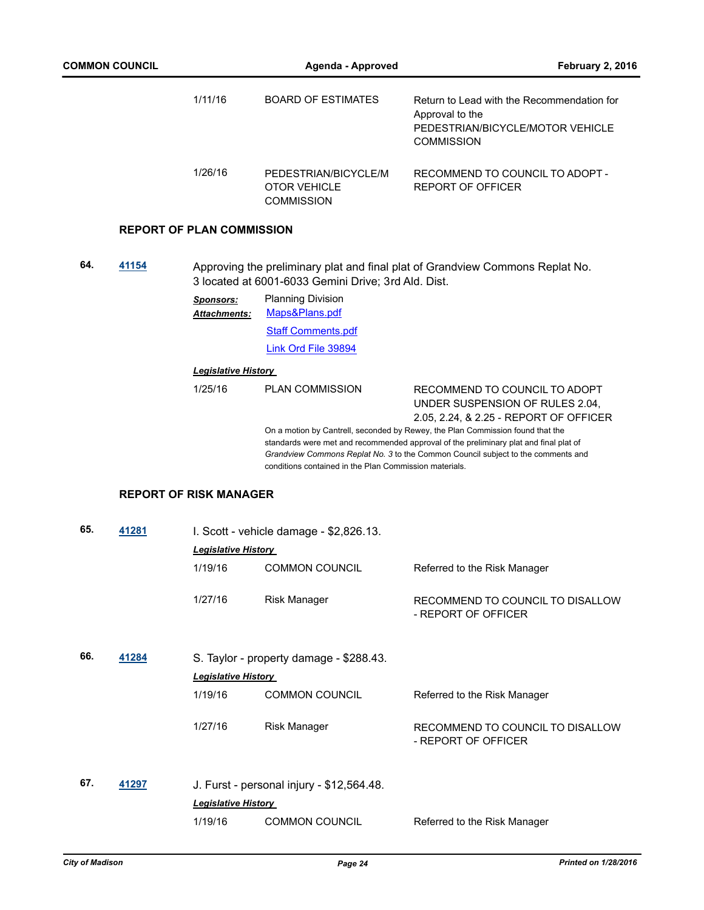| | | |
|---|---|---|
| 1/11/16 | BOARD OF ESTIMATES | Return to Lead with the Recommendation for Approval to the PEDESTRIAN/BICYCLE/MOTOR VEHICLE COMMISSION |
| 1/26/16 | PEDESTRIAN/BICYCLE/MOTOR VEHICLE COMMISSION | RECOMMEND TO COUNCIL TO ADOPT - REPORT OF OFFICER |

## REPORT OF PLAN COMMISSION

**64.** **41154** Approving the preliminary plat and final plat of Grandview Commons Replat No. 3 located at 6001-6033 Gemini Drive; 3rd Ald. Dist.

***Sponsors:*** Planning Division

***Attachments:*** Maps&Plans.pdf
Staff Comments.pdf
Link Ord File 39894

***Legislative History***

| | | |
|---|---|---|
| 1/25/16 | PLAN COMMISSION | RECOMMEND TO COUNCIL TO ADOPT UNDER SUSPENSION OF RULES 2.04, 2.05, 2.24, & 2.25 - REPORT OF OFFICER |

On a motion by Cantrell, seconded by Rewey, the Plan Commission found that the standards were met and recommended approval of the preliminary plat and final plat of *Grandview Commons Replat No. 3* to the Common Council subject to the comments and conditions contained in the Plan Commission materials.

## REPORT OF RISK MANAGER

**65.** **41281** I. Scott - vehicle damage - $2,826.13.

***Legislative History***

| | | |
|---|---|---|
| 1/19/16 | COMMON COUNCIL | Referred to the Risk Manager |
| 1/27/16 | Risk Manager | RECOMMEND TO COUNCIL TO DISALLOW - REPORT OF OFFICER |

**66.** **41284** S. Taylor - property damage - $288.43.

***Legislative History***

| | | |
|---|---|---|
| 1/19/16 | COMMON COUNCIL | Referred to the Risk Manager |
| 1/27/16 | Risk Manager | RECOMMEND TO COUNCIL TO DISALLOW - REPORT OF OFFICER |

**67.** **41297** J. Furst - personal injury - $12,564.48.

***Legislative History***

| | | |
|---|---|---|
| 1/19/16 | COMMON COUNCIL | Referred to the Risk Manager |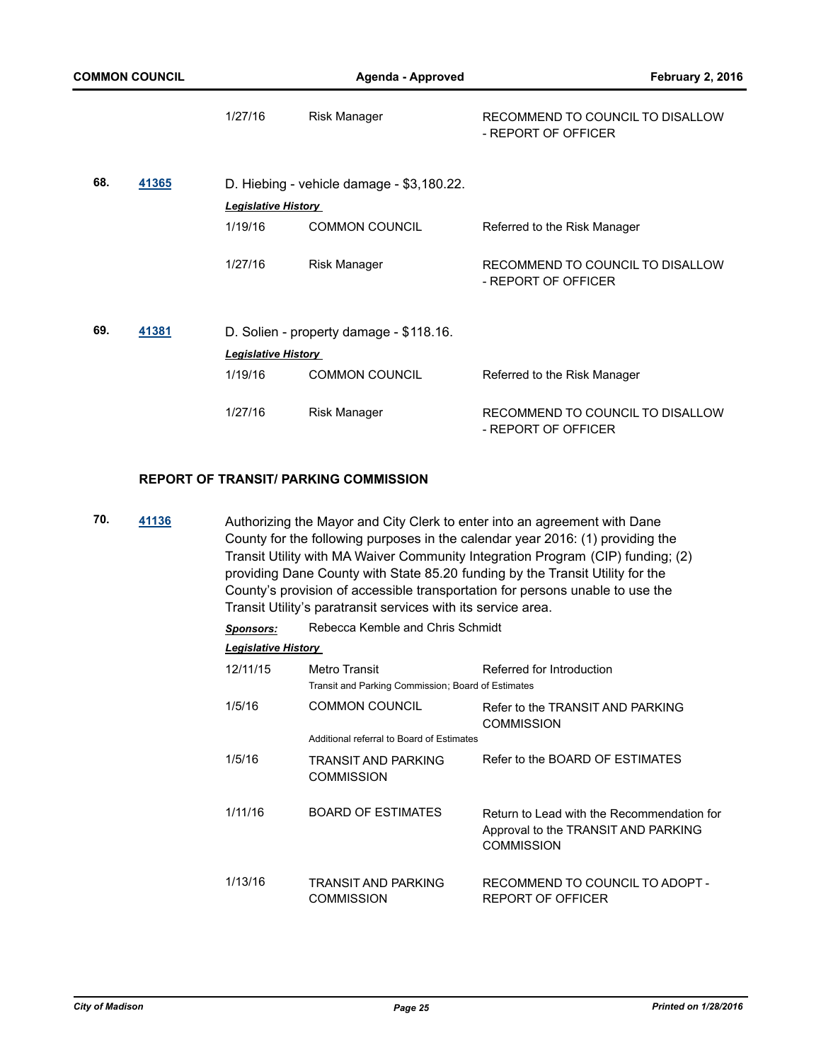| | | | | |
|---|---|---|---|---|
| | | 1/27/16 | Risk Manager | RECOMMEND TO COUNCIL TO DISALLOW - REPORT OF OFFICER |

**68.** **41365** D. Hiebing - vehicle damage - $3,180.22.

***Legislative History***

| Date | Body | Action |
|---|---|---|
| 1/19/16 | COMMON COUNCIL | Referred to the Risk Manager |
| 1/27/16 | Risk Manager | RECOMMEND TO COUNCIL TO DISALLOW - REPORT OF OFFICER |

**69.** **41381** D. Solien - property damage - $118.16.

***Legislative History***

| Date | Body | Action |
|---|---|---|
| 1/19/16 | COMMON COUNCIL | Referred to the Risk Manager |
| 1/27/16 | Risk Manager | RECOMMEND TO COUNCIL TO DISALLOW - REPORT OF OFFICER |

## REPORT OF TRANSIT/ PARKING COMMISSION

**70.** **41136** Authorizing the Mayor and City Clerk to enter into an agreement with Dane County for the following purposes in the calendar year 2016: (1) providing the Transit Utility with MA Waiver Community Integration Program (CIP) funding; (2) providing Dane County with State 85.20 funding by the Transit Utility for the County's provision of accessible transportation for persons unable to use the Transit Utility's paratransit services with its service area.

***Sponsors:*** Rebecca Kemble and Chris Schmidt

***Legislative History***

| Date | Body | Action |
|---|---|---|
| 12/11/15 | Metro Transit<br>Transit and Parking Commission; Board of Estimates | Referred for Introduction |
| 1/5/16 | COMMON COUNCIL<br>Additional referral to Board of Estimates | Refer to the TRANSIT AND PARKING COMMISSION |
| 1/5/16 | TRANSIT AND PARKING COMMISSION | Refer to the BOARD OF ESTIMATES |
| 1/11/16 | BOARD OF ESTIMATES | Return to Lead with the Recommendation for Approval to the TRANSIT AND PARKING COMMISSION |
| 1/13/16 | TRANSIT AND PARKING COMMISSION | RECOMMEND TO COUNCIL TO ADOPT - REPORT OF OFFICER |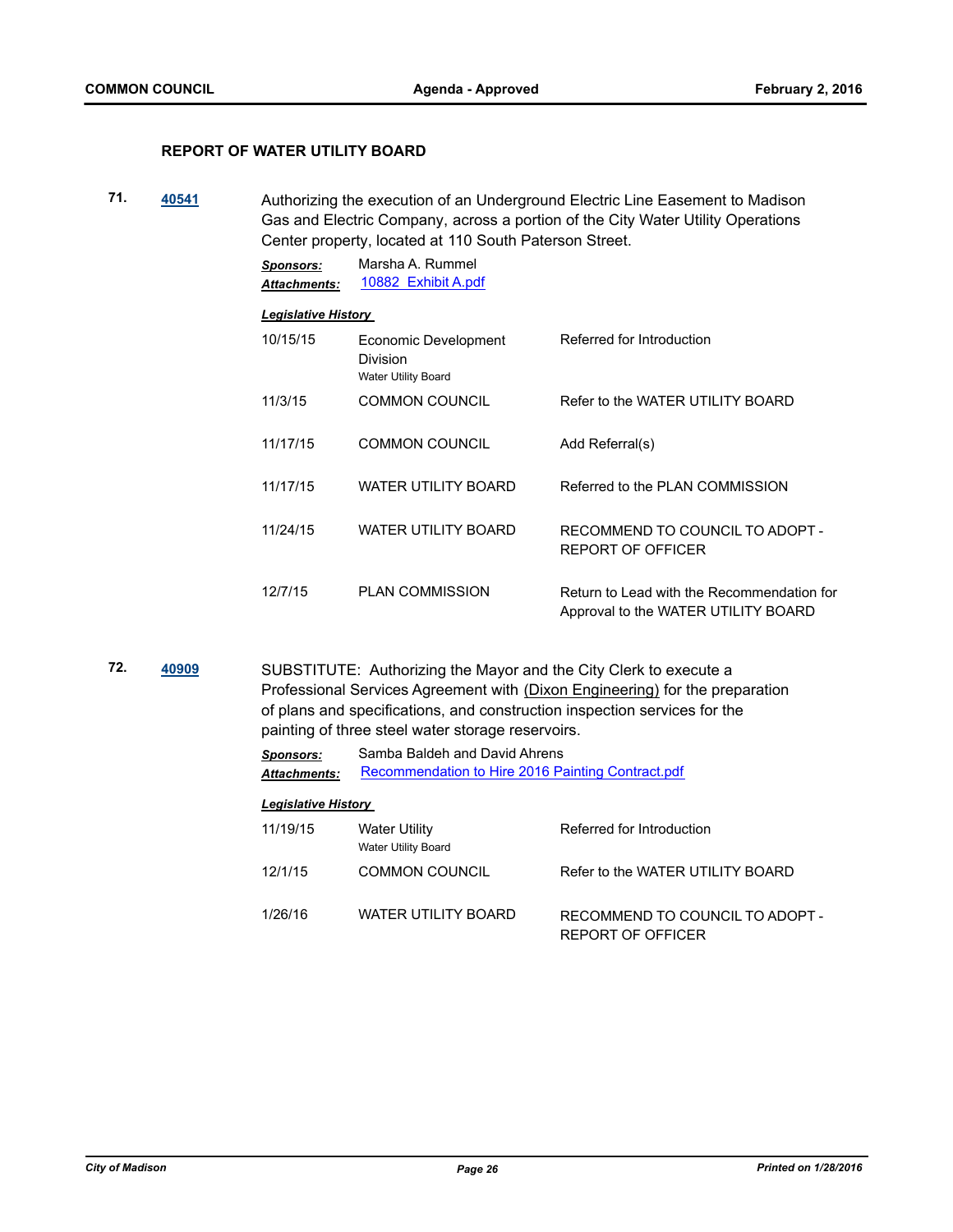## REPORT OF WATER UTILITY BOARD

**71.** **40541**

Authorizing the execution of an Underground Electric Line Easement to Madison Gas and Electric Company, across a portion of the City Water Utility Operations Center property, located at 110 South Paterson Street.

***Sponsors:*** Marsha A. Rummel

***Attachments:*** 10882 Exhibit A.pdf

***Legislative History***

| Date | Body | Action |
|---|---|---|
| 10/15/15 | Economic Development Division<br>Water Utility Board | Referred for Introduction |
| 11/3/15 | COMMON COUNCIL | Refer to the WATER UTILITY BOARD |
| 11/17/15 | COMMON COUNCIL | Add Referral(s) |
| 11/17/15 | WATER UTILITY BOARD | Referred to the PLAN COMMISSION |
| 11/24/15 | WATER UTILITY BOARD | RECOMMEND TO COUNCIL TO ADOPT - REPORT OF OFFICER |
| 12/7/15 | PLAN COMMISSION | Return to Lead with the Recommendation for Approval to the WATER UTILITY BOARD |

**72.** **40909**

SUBSTITUTE: Authorizing the Mayor and the City Clerk to execute a Professional Services Agreement with (Dixon Engineering) for the preparation of plans and specifications, and construction inspection services for the painting of three steel water storage reservoirs.

***Sponsors:*** Samba Baldeh and David Ahrens

***Attachments:*** Recommendation to Hire 2016 Painting Contract.pdf

***Legislative History***

| Date | Body | Action |
|---|---|---|
| 11/19/15 | Water Utility<br>Water Utility Board | Referred for Introduction |
| 12/1/15 | COMMON COUNCIL | Refer to the WATER UTILITY BOARD |
| 1/26/16 | WATER UTILITY BOARD | RECOMMEND TO COUNCIL TO ADOPT - REPORT OF OFFICER |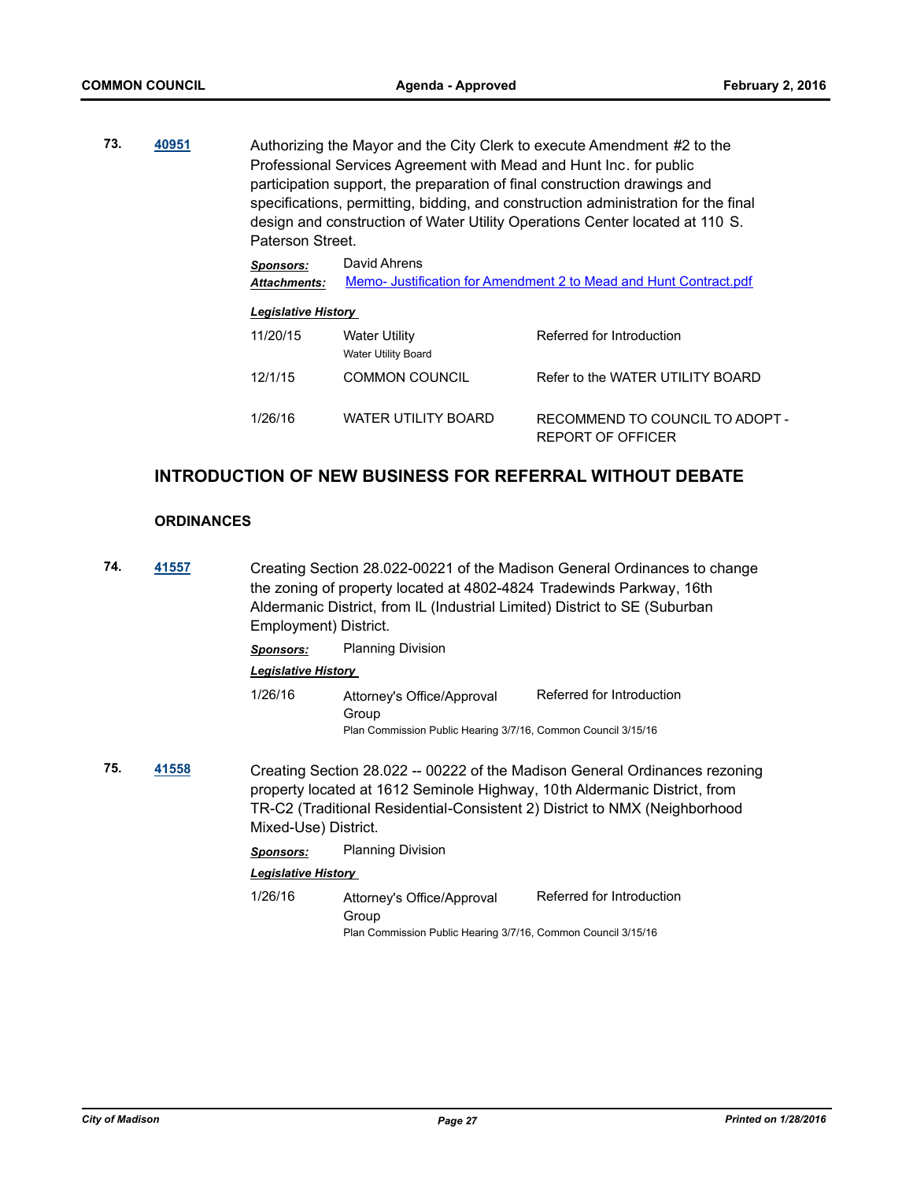**73.** **40951** Authorizing the Mayor and the City Clerk to execute Amendment #2 to the Professional Services Agreement with Mead and Hunt Inc. for public participation support, the preparation of final construction drawings and specifications, permitting, bidding, and construction administration for the final design and construction of Water Utility Operations Center located at 110 S. Paterson Street.

***Sponsors:*** David Ahrens

***Attachments:*** Memo- Justification for Amendment 2 to Mead and Hunt Contract.pdf

***Legislative History***

| | | |
|---|---|---|
| 11/20/15 | Water Utility<br>Water Utility Board | Referred for Introduction |
| 12/1/15 | COMMON COUNCIL | Refer to the WATER UTILITY BOARD |
| 1/26/16 | WATER UTILITY BOARD | RECOMMEND TO COUNCIL TO ADOPT - REPORT OF OFFICER |

## INTRODUCTION OF NEW BUSINESS FOR REFERRAL WITHOUT DEBATE

### ORDINANCES

**74.** **41557** Creating Section 28.022-00221 of the Madison General Ordinances to change the zoning of property located at 4802-4824 Tradewinds Parkway, 16th Aldermanic District, from IL (Industrial Limited) District to SE (Suburban Employment) District.

***Sponsors:*** Planning Division

***Legislative History***

| | | |
|---|---|---|
| 1/26/16 | Attorney's Office/Approval Group<br>Plan Commission Public Hearing 3/7/16, Common Council 3/15/16 | Referred for Introduction |

**75.** **41558** Creating Section 28.022 -- 00222 of the Madison General Ordinances rezoning property located at 1612 Seminole Highway, 10th Aldermanic District, from TR-C2 (Traditional Residential-Consistent 2) District to NMX (Neighborhood Mixed-Use) District.

***Sponsors:*** Planning Division

***Legislative History***

| | | |
|---|---|---|
| 1/26/16 | Attorney's Office/Approval Group<br>Plan Commission Public Hearing 3/7/16, Common Council 3/15/16 | Referred for Introduction |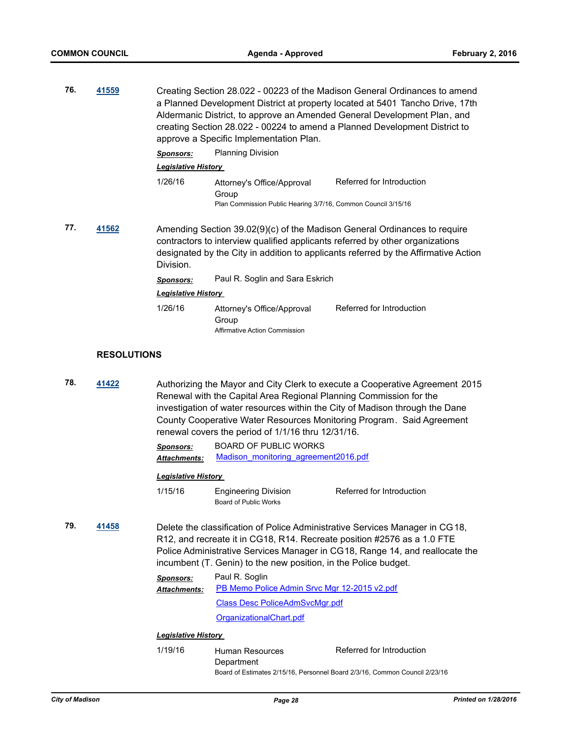**76.** **41559**

Creating Section 28.022 - 00223 of the Madison General Ordinances to amend a Planned Development District at property located at 5401 Tancho Drive, 17th Aldermanic District, to approve an Amended General Development Plan, and creating Section 28.022 - 00224 to amend a Planned Development District to approve a Specific Implementation Plan.

***Sponsors:*** Planning Division

***Legislative History***

| | | |
|---|---|---|
| 1/26/16 | Attorney's Office/Approval Group | Referred for Introduction |
| | Plan Commission Public Hearing 3/7/16, Common Council 3/15/16 | |

**77.** **41562**

Amending Section 39.02(9)(c) of the Madison General Ordinances to require contractors to interview qualified applicants referred by other organizations designated by the City in addition to applicants referred by the Affirmative Action Division.

***Sponsors:*** Paul R. Soglin and Sara Eskrich

***Legislative History***

| | | |
|---|---|---|
| 1/26/16 | Attorney's Office/Approval Group | Referred for Introduction |
| | Affirmative Action Commission | |

## RESOLUTIONS

**78.** **41422**

Authorizing the Mayor and City Clerk to execute a Cooperative Agreement 2015 Renewal with the Capital Area Regional Planning Commission for the investigation of water resources within the City of Madison through the Dane County Cooperative Water Resources Monitoring Program. Said Agreement renewal covers the period of 1/1/16 thru 12/31/16.

***Sponsors:*** BOARD OF PUBLIC WORKS

***Attachments:*** Madison_monitoring_agreement2016.pdf

***Legislative History***

| | | |
|---|---|---|
| 1/15/16 | Engineering Division | Referred for Introduction |
| | Board of Public Works | |

**79.** **41458**

Delete the classification of Police Administrative Services Manager in CG18, R12, and recreate it in CG18, R14. Recreate position #2576 as a 1.0 FTE Police Administrative Services Manager in CG18, Range 14, and reallocate the incumbent (T. Genin) to the new position, in the Police budget.

***Sponsors:*** Paul R. Soglin

***Attachments:*** PB Memo Police Admin Srvc Mgr 12-2015 v2.pdf
Class Desc PoliceAdmSvcMgr.pdf
OrganizationalChart.pdf

***Legislative History***

| | | |
|---|---|---|
| 1/19/16 | Human Resources Department | Referred for Introduction |
| | Board of Estimates 2/15/16, Personnel Board 2/3/16, Common Council 2/23/16 | |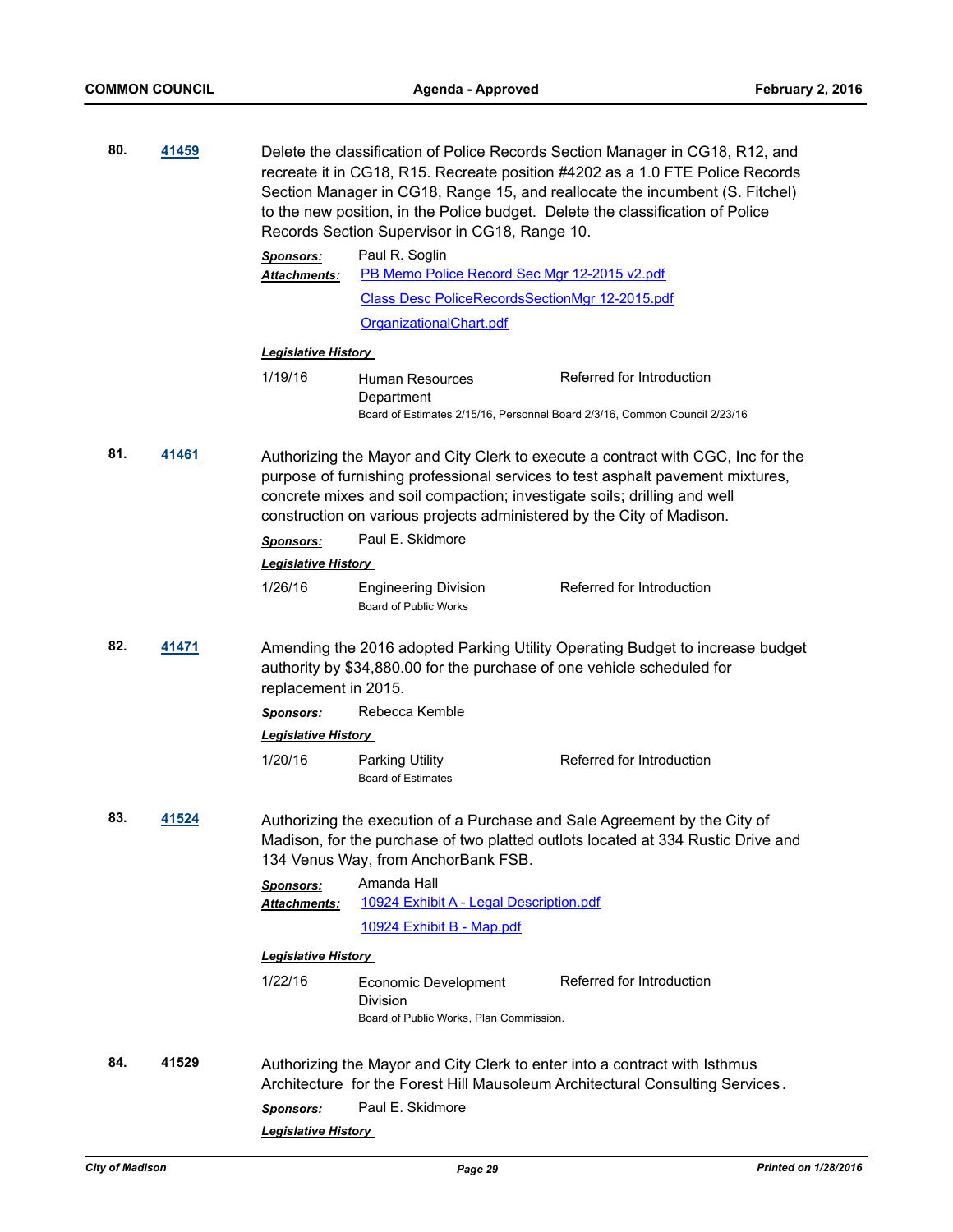**80. [41459]**

Delete the classification of Police Records Section Manager in CG18, R12, and recreate it in CG18, R15. Recreate position #4202 as a 1.0 FTE Police Records Section Manager in CG18, Range 15, and reallocate the incumbent (S. Fitchel) to the new position, in the Police budget. Delete the classification of Police Records Section Supervisor in CG18, Range 10.

***Sponsors:*** Paul R. Soglin

***Attachments:*** [PB Memo Police Record Sec Mgr 12-2015 v2.pdf]
[Class Desc PoliceRecordsSectionMgr 12-2015.pdf]
[OrganizationalChart.pdf]

***Legislative History***

1/19/16 — Human Resources Department — Referred for Introduction
Board of Estimates 2/15/16, Personnel Board 2/3/16, Common Council 2/23/16

**81. [41461]**

Authorizing the Mayor and City Clerk to execute a contract with CGC, Inc for the purpose of furnishing professional services to test asphalt pavement mixtures, concrete mixes and soil compaction; investigate soils; drilling and well construction on various projects administered by the City of Madison.

***Sponsors:*** Paul E. Skidmore

***Legislative History***

1/26/16 — Engineering Division — Referred for Introduction
Board of Public Works

**82. [41471]**

Amending the 2016 adopted Parking Utility Operating Budget to increase budget authority by $34,880.00 for the purchase of one vehicle scheduled for replacement in 2015.

***Sponsors:*** Rebecca Kemble

***Legislative History***

1/20/16 — Parking Utility — Referred for Introduction
Board of Estimates

**83. [41524]**

Authorizing the execution of a Purchase and Sale Agreement by the City of Madison, for the purchase of two platted outlots located at 334 Rustic Drive and 134 Venus Way, from AnchorBank FSB.

***Sponsors:*** Amanda Hall

***Attachments:*** [10924 Exhibit A - Legal Description.pdf]
[10924 Exhibit B - Map.pdf]

***Legislative History***

1/22/16 — Economic Development Division — Referred for Introduction
Board of Public Works, Plan Commission.

**84. 41529**

Authorizing the Mayor and City Clerk to enter into a contract with Isthmus Architecture for the Forest Hill Mausoleum Architectural Consulting Services.

***Sponsors:*** Paul E. Skidmore

***Legislative History***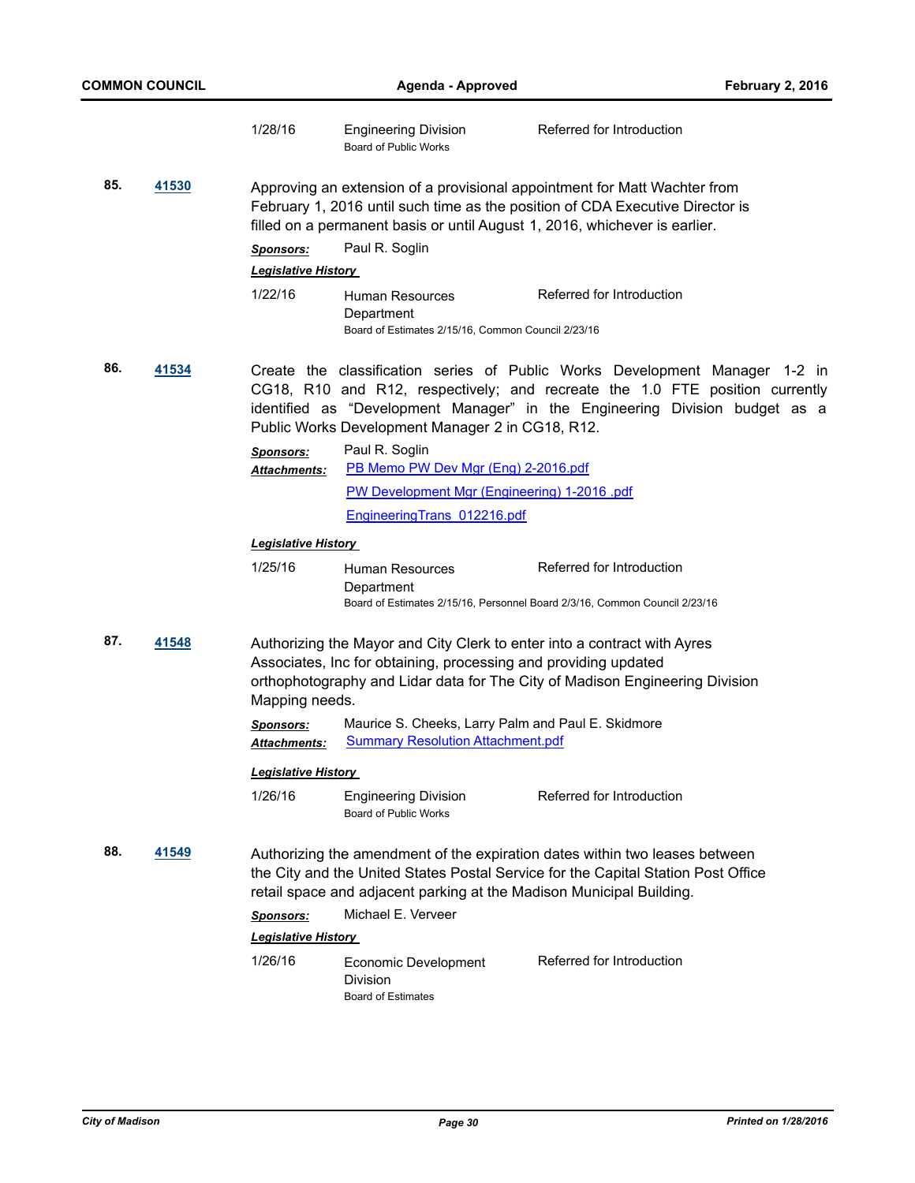| | | | | |
|---|---|---|---|---|
| | | 1/28/16 | Engineering Division<br>Board of Public Works | Referred for Introduction |

**85.** **41530**

Approving an extension of a provisional appointment for Matt Wachter from February 1, 2016 until such time as the position of CDA Executive Director is filled on a permanent basis or until August 1, 2016, whichever is earlier.

***Sponsors:*** Paul R. Soglin

***Legislative History***

| | | |
|---|---|---|
| 1/22/16 | Human Resources Department<br>Board of Estimates 2/15/16, Common Council 2/23/16 | Referred for Introduction |

**86.** **41534**

Create the classification series of Public Works Development Manager 1-2 in CG18, R10 and R12, respectively; and recreate the 1.0 FTE position currently identified as "Development Manager" in the Engineering Division budget as a Public Works Development Manager 2 in CG18, R12.

***Sponsors:*** Paul R. Soglin

***Attachments:*** PB Memo PW Dev Mgr (Eng) 2-2016.pdf
PW Development Mgr (Engineering) 1-2016 .pdf
EngineeringTrans_012216.pdf

***Legislative History***

| | | |
|---|---|---|
| 1/25/16 | Human Resources Department<br>Board of Estimates 2/15/16, Personnel Board 2/3/16, Common Council 2/23/16 | Referred for Introduction |

**87.** **41548**

Authorizing the Mayor and City Clerk to enter into a contract with Ayres Associates, Inc for obtaining, processing and providing updated orthophotography and Lidar data for The City of Madison Engineering Division Mapping needs.

***Sponsors:*** Maurice S. Cheeks, Larry Palm and Paul E. Skidmore

***Attachments:*** Summary Resolution Attachment.pdf

***Legislative History***

| | | |
|---|---|---|
| 1/26/16 | Engineering Division<br>Board of Public Works | Referred for Introduction |

**88.** **41549**

Authorizing the amendment of the expiration dates within two leases between the City and the United States Postal Service for the Capital Station Post Office retail space and adjacent parking at the Madison Municipal Building.

***Sponsors:*** Michael E. Verveer

***Legislative History***

| | | |
|---|---|---|
| 1/26/16 | Economic Development Division<br>Board of Estimates | Referred for Introduction |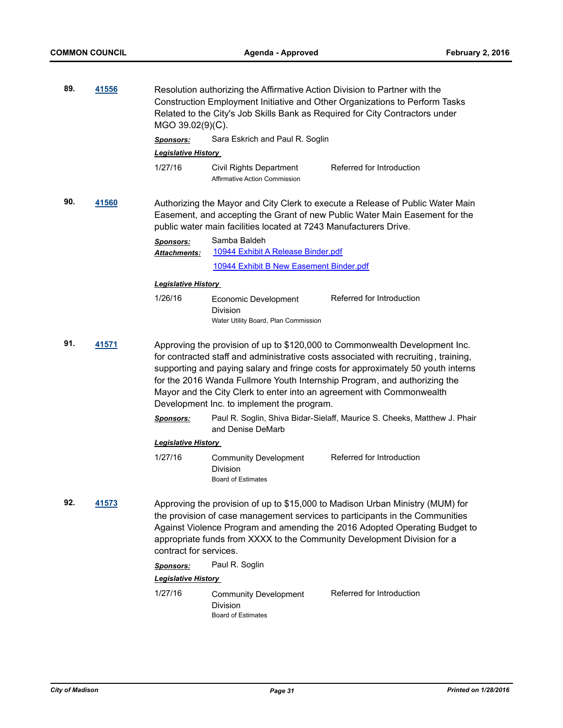**89. 41556**

Resolution authorizing the Affirmative Action Division to Partner with the Construction Employment Initiative and Other Organizations to Perform Tasks Related to the City's Job Skills Bank as Required for City Contractors under MGO 39.02(9)(C).

***Sponsors:*** Sara Eskrich and Paul R. Soglin

***Legislative History***

| | | |
|---|---|---|
| 1/27/16 | Civil Rights Department<br>Affirmative Action Commission | Referred for Introduction |

**90. 41560**

Authorizing the Mayor and City Clerk to execute a Release of Public Water Main Easement, and accepting the Grant of new Public Water Main Easement for the public water main facilities located at 7243 Manufacturers Drive.

***Sponsors:*** Samba Baldeh

***Attachments:*** 10944 Exhibit A Release Binder.pdf
10944 Exhibit B New Easement Binder.pdf

***Legislative History***

| | | |
|---|---|---|
| 1/26/16 | Economic Development Division<br>Water Utility Board, Plan Commission | Referred for Introduction |

**91. 41571**

Approving the provision of up to $120,000 to Commonwealth Development Inc. for contracted staff and administrative costs associated with recruiting, training, supporting and paying salary and fringe costs for approximately 50 youth interns for the 2016 Wanda Fullmore Youth Internship Program, and authorizing the Mayor and the City Clerk to enter into an agreement with Commonwealth Development Inc. to implement the program.

***Sponsors:*** Paul R. Soglin, Shiva Bidar-Sielaff, Maurice S. Cheeks, Matthew J. Phair and Denise DeMarb

***Legislative History***

| | | |
|---|---|---|
| 1/27/16 | Community Development Division<br>Board of Estimates | Referred for Introduction |

**92. 41573**

Approving the provision of up to $15,000 to Madison Urban Ministry (MUM) for the provision of case management services to participants in the Communities Against Violence Program and amending the 2016 Adopted Operating Budget to appropriate funds from XXXX to the Community Development Division for a contract for services.

***Sponsors:*** Paul R. Soglin

***Legislative History***

| | | |
|---|---|---|
| 1/27/16 | Community Development Division<br>Board of Estimates | Referred for Introduction |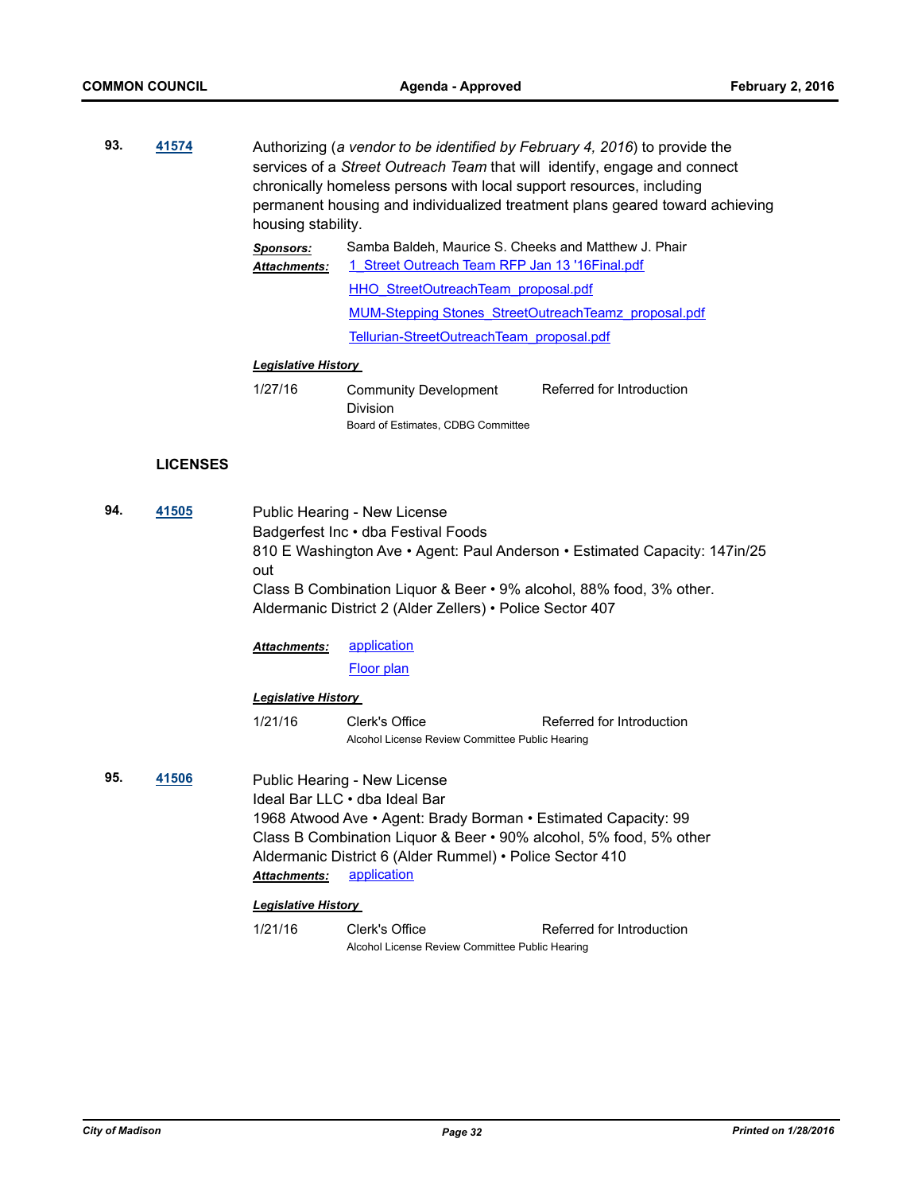**93.** **41574**

Authorizing (*a vendor to be identified by February 4, 2016*) to provide the services of a *Street Outreach Team* that will identify, engage and connect chronically homeless persons with local support resources, including permanent housing and individualized treatment plans geared toward achieving housing stability.

***Sponsors:*** Samba Baldeh, Maurice S. Cheeks and Matthew J. Phair

***Attachments:*** 1_Street Outreach Team RFP Jan 13 '16Final.pdf
HHO_StreetOutreachTeam_proposal.pdf
MUM-Stepping Stones_StreetOutreachTeamz_proposal.pdf
Tellurian-StreetOutreachTeam_proposal.pdf

***Legislative History***

1/27/16 Community Development Division — Referred for Introduction
Board of Estimates, CDBG Committee

## LICENSES

**94.** **41505**

Public Hearing - New License
Badgerfest Inc • dba Festival Foods
810 E Washington Ave • Agent: Paul Anderson • Estimated Capacity: 147in/25 out
Class B Combination Liquor & Beer • 9% alcohol, 88% food, 3% other.
Aldermanic District 2 (Alder Zellers) • Police Sector 407

***Attachments:*** application
Floor plan

***Legislative History***

1/21/16 Clerk's Office — Referred for Introduction
Alcohol License Review Committee Public Hearing

**95.** **41506**

Public Hearing - New License
Ideal Bar LLC • dba Ideal Bar
1968 Atwood Ave • Agent: Brady Borman • Estimated Capacity: 99
Class B Combination Liquor & Beer • 90% alcohol, 5% food, 5% other
Aldermanic District 6 (Alder Rummel) • Police Sector 410

***Attachments:*** application

***Legislative History***

1/21/16 Clerk's Office — Referred for Introduction
Alcohol License Review Committee Public Hearing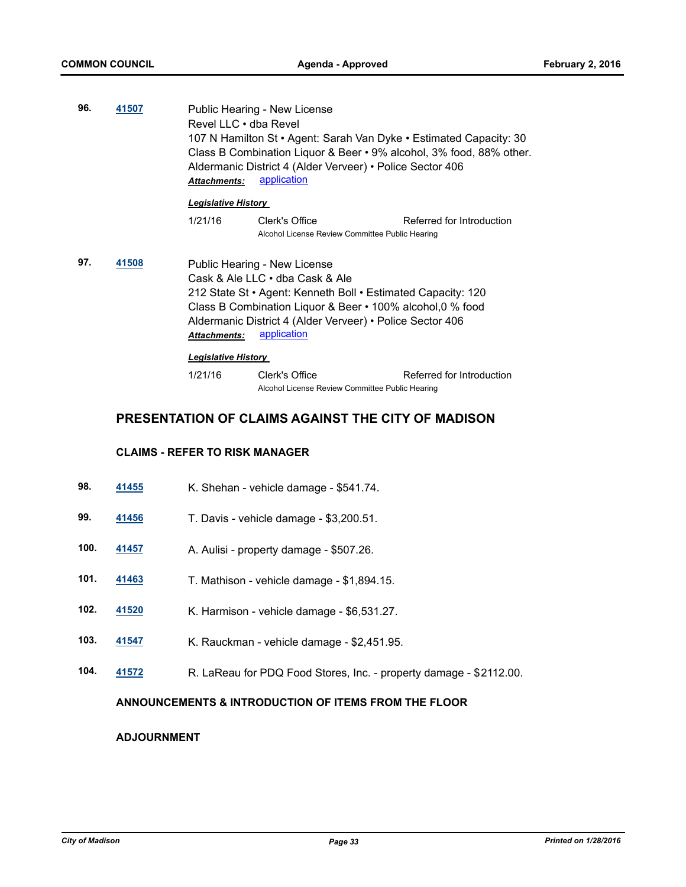**96.** **41507**

Public Hearing - New License
Revel LLC • dba Revel
107 N Hamilton St • Agent: Sarah Van Dyke • Estimated Capacity: 30
Class B Combination Liquor & Beer • 9% alcohol, 3% food, 88% other.
Aldermanic District 4 (Alder Verveer) • Police Sector 406

***Attachments:*** application

***Legislative History***

| | | |
|---|---|---|
| 1/21/16 | Clerk's Office<br>Alcohol License Review Committee Public Hearing | Referred for Introduction |

**97.** **41508**

Public Hearing - New License
Cask & Ale LLC • dba Cask & Ale
212 State St • Agent: Kenneth Boll • Estimated Capacity: 120
Class B Combination Liquor & Beer • 100% alcohol,0 % food
Aldermanic District 4 (Alder Verveer) • Police Sector 406

***Attachments:*** application

***Legislative History***

| | | |
|---|---|---|
| 1/21/16 | Clerk's Office<br>Alcohol License Review Committee Public Hearing | Referred for Introduction |

## PRESENTATION OF CLAIMS AGAINST THE CITY OF MADISON

### CLAIMS - REFER TO RISK MANAGER

**98.** **41455** K. Shehan - vehicle damage - $541.74.

**99.** **41456** T. Davis - vehicle damage - $3,200.51.

**100.** **41457** A. Aulisi - property damage - $507.26.

**101.** **41463** T. Mathison - vehicle damage - $1,894.15.

**102.** **41520** K. Harmison - vehicle damage - $6,531.27.

**103.** **41547** K. Rauckman - vehicle damage - $2,451.95.

**104.** **41572** R. LaReau for PDQ Food Stores, Inc. - property damage - $2112.00.

### ANNOUNCEMENTS & INTRODUCTION OF ITEMS FROM THE FLOOR

### ADJOURNMENT